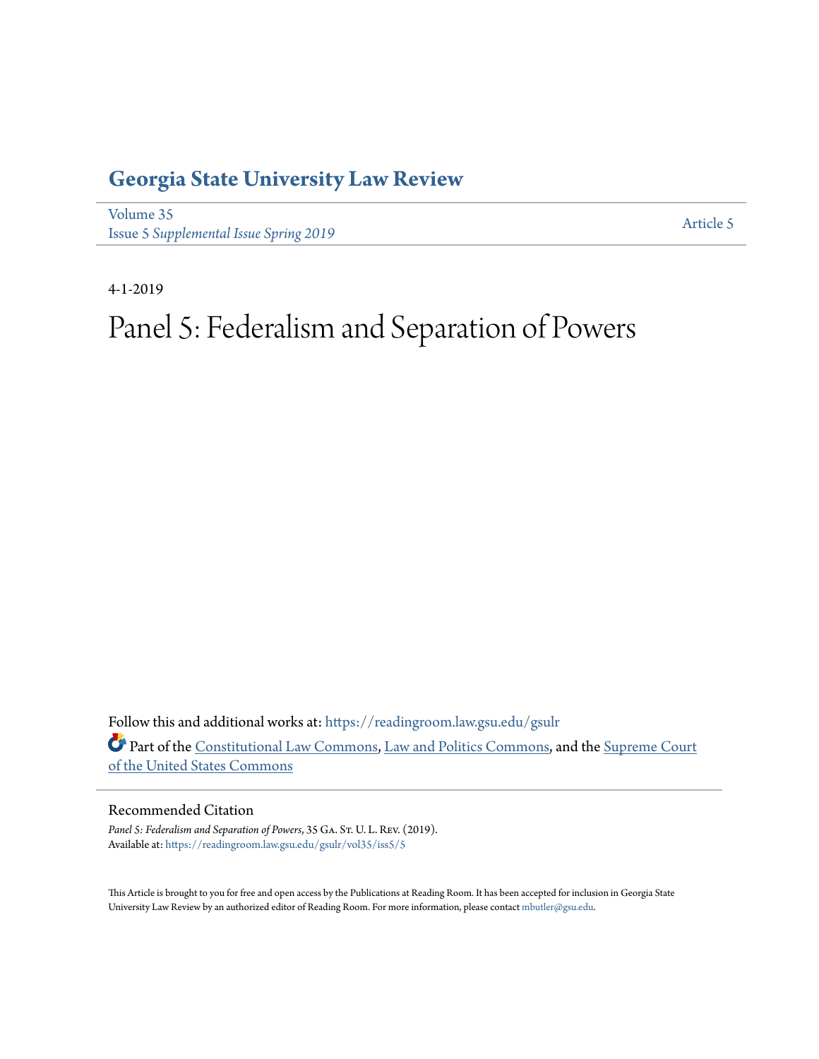# Georgia State University Law Review

Volume 35
Issue 5 *Supplemental Issue Spring 2019*

Article 5

4-1-2019

# Panel 5: Federalism and Separation of Powers

Follow this and additional works at: https://readingroom.law.gsu.edu/gsulr

Part of the Constitutional Law Commons, Law and Politics Commons, and the Supreme Court of the United States Commons

## Recommended Citation

*Panel 5: Federalism and Separation of Powers*, 35 GA. ST. U. L. REV. (2019).
Available at: https://readingroom.law.gsu.edu/gsulr/vol35/iss5/5

This Article is brought to you for free and open access by the Publications at Reading Room. It has been accepted for inclusion in Georgia State University Law Review by an authorized editor of Reading Room. For more information, please contact mbutler@gsu.edu.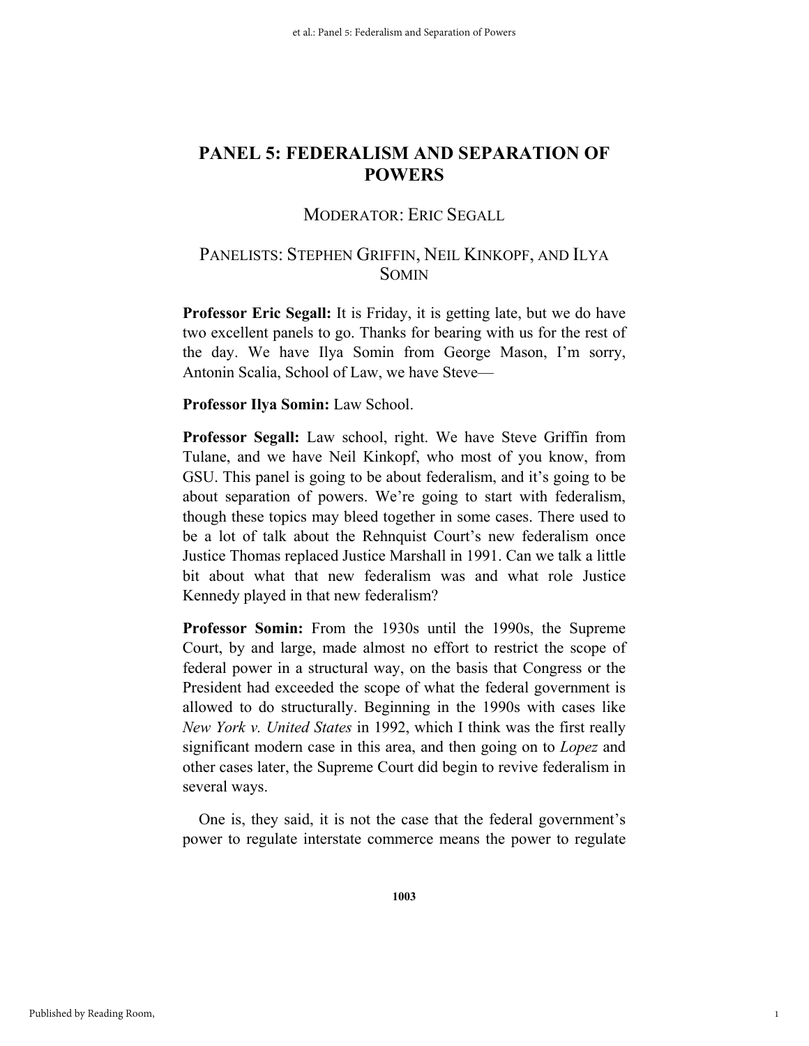# PANEL 5: FEDERALISM AND SEPARATION OF POWERS

## MODERATOR: ERIC SEGALL

## PANELISTS: STEPHEN GRIFFIN, NEIL KINKOPF, AND ILYA SOMIN

**Professor Eric Segall:** It is Friday, it is getting late, but we do have two excellent panels to go. Thanks for bearing with us for the rest of the day. We have Ilya Somin from George Mason, I'm sorry, Antonin Scalia, School of Law, we have Steve—

**Professor Ilya Somin:** Law School.

**Professor Segall:** Law school, right. We have Steve Griffin from Tulane, and we have Neil Kinkopf, who most of you know, from GSU. This panel is going to be about federalism, and it's going to be about separation of powers. We're going to start with federalism, though these topics may bleed together in some cases. There used to be a lot of talk about the Rehnquist Court's new federalism once Justice Thomas replaced Justice Marshall in 1991. Can we talk a little bit about what that new federalism was and what role Justice Kennedy played in that new federalism?

**Professor Somin:** From the 1930s until the 1990s, the Supreme Court, by and large, made almost no effort to restrict the scope of federal power in a structural way, on the basis that Congress or the President had exceeded the scope of what the federal government is allowed to do structurally. Beginning in the 1990s with cases like *New York v. United States* in 1992, which I think was the first really significant modern case in this area, and then going on to *Lopez* and other cases later, the Supreme Court did begin to revive federalism in several ways.

One is, they said, it is not the case that the federal government's power to regulate interstate commerce means the power to regulate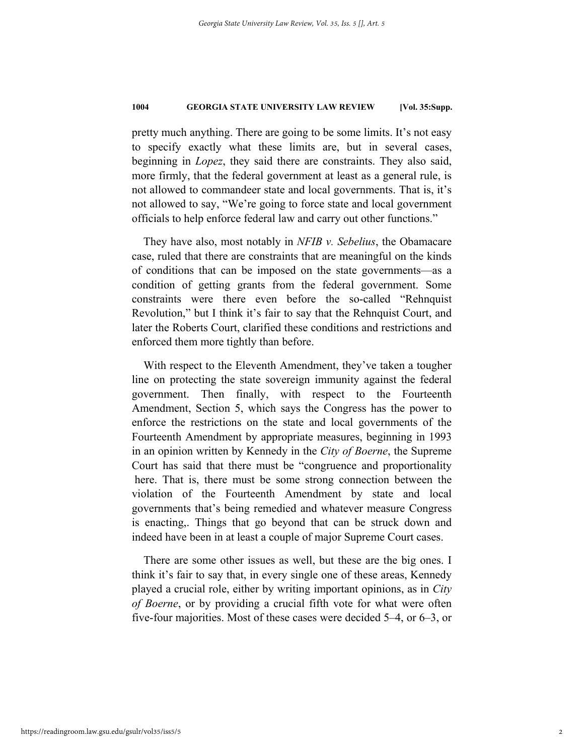pretty much anything. There are going to be some limits. It's not easy to specify exactly what these limits are, but in several cases, beginning in *Lopez*, they said there are constraints. They also said, more firmly, that the federal government at least as a general rule, is not allowed to commandeer state and local governments. That is, it's not allowed to say, "We're going to force state and local government officials to help enforce federal law and carry out other functions."

They have also, most notably in *NFIB v. Sebelius*, the Obamacare case, ruled that there are constraints that are meaningful on the kinds of conditions that can be imposed on the state governments—as a condition of getting grants from the federal government. Some constraints were there even before the so-called "Rehnquist Revolution," but I think it's fair to say that the Rehnquist Court, and later the Roberts Court, clarified these conditions and restrictions and enforced them more tightly than before.

With respect to the Eleventh Amendment, they've taken a tougher line on protecting the state sovereign immunity against the federal government. Then finally, with respect to the Fourteenth Amendment, Section 5, which says the Congress has the power to enforce the restrictions on the state and local governments of the Fourteenth Amendment by appropriate measures, beginning in 1993 in an opinion written by Kennedy in the *City of Boerne*, the Supreme Court has said that there must be "congruence and proportionality here. That is, there must be some strong connection between the violation of the Fourteenth Amendment by state and local governments that's being remedied and whatever measure Congress is enacting,. Things that go beyond that can be struck down and indeed have been in at least a couple of major Supreme Court cases.

There are some other issues as well, but these are the big ones. I think it's fair to say that, in every single one of these areas, Kennedy played a crucial role, either by writing important opinions, as in *City of Boerne*, or by providing a crucial fifth vote for what were often five-four majorities. Most of these cases were decided 5–4, or 6–3, or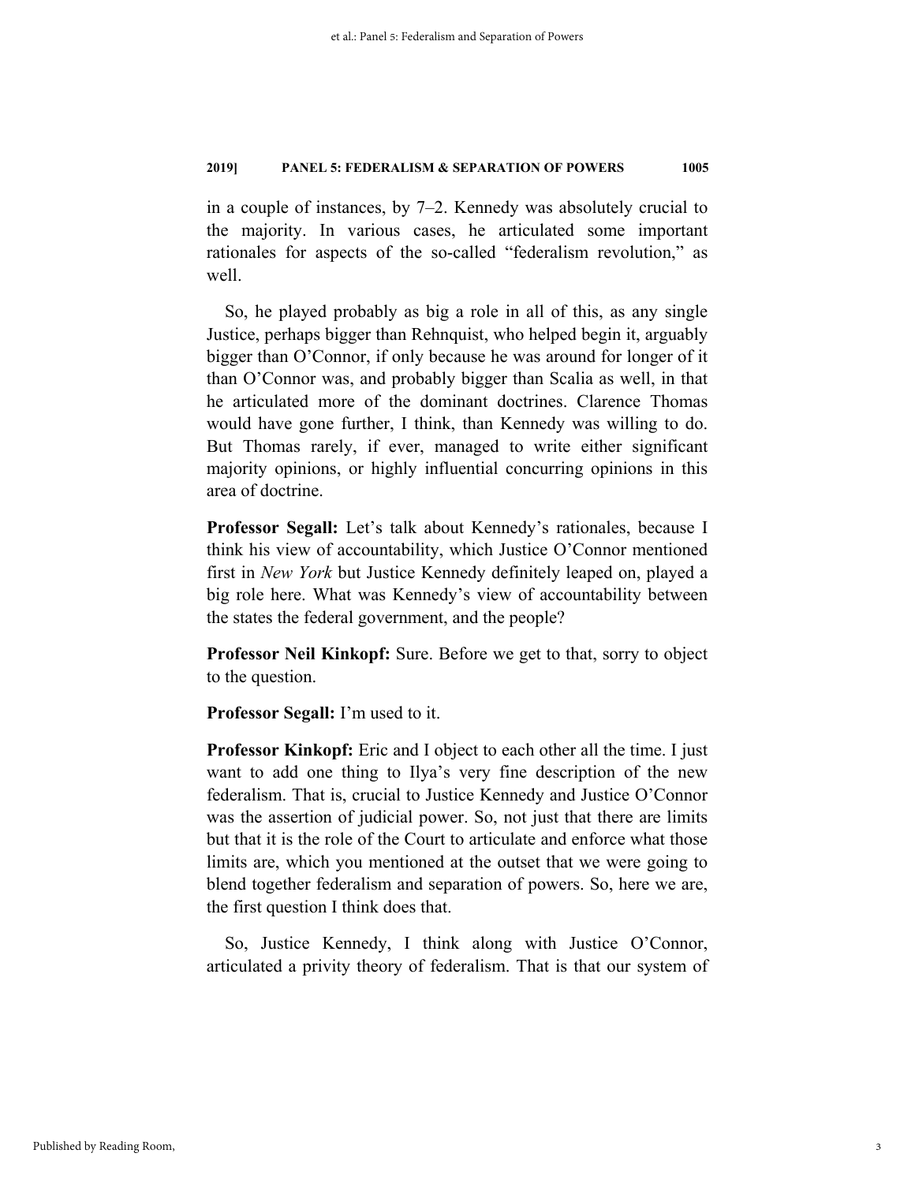in a couple of instances, by 7–2. Kennedy was absolutely crucial to the majority. In various cases, he articulated some important rationales for aspects of the so-called "federalism revolution," as well.

So, he played probably as big a role in all of this, as any single Justice, perhaps bigger than Rehnquist, who helped begin it, arguably bigger than O'Connor, if only because he was around for longer of it than O'Connor was, and probably bigger than Scalia as well, in that he articulated more of the dominant doctrines. Clarence Thomas would have gone further, I think, than Kennedy was willing to do. But Thomas rarely, if ever, managed to write either significant majority opinions, or highly influential concurring opinions in this area of doctrine.

**Professor Segall:** Let's talk about Kennedy's rationales, because I think his view of accountability, which Justice O'Connor mentioned first in *New York* but Justice Kennedy definitely leaped on, played a big role here. What was Kennedy's view of accountability between the states the federal government, and the people?

**Professor Neil Kinkopf:** Sure. Before we get to that, sorry to object to the question.

**Professor Segall:** I'm used to it.

**Professor Kinkopf:** Eric and I object to each other all the time. I just want to add one thing to Ilya's very fine description of the new federalism. That is, crucial to Justice Kennedy and Justice O'Connor was the assertion of judicial power. So, not just that there are limits but that it is the role of the Court to articulate and enforce what those limits are, which you mentioned at the outset that we were going to blend together federalism and separation of powers. So, here we are, the first question I think does that.

So, Justice Kennedy, I think along with Justice O'Connor, articulated a privity theory of federalism. That is that our system of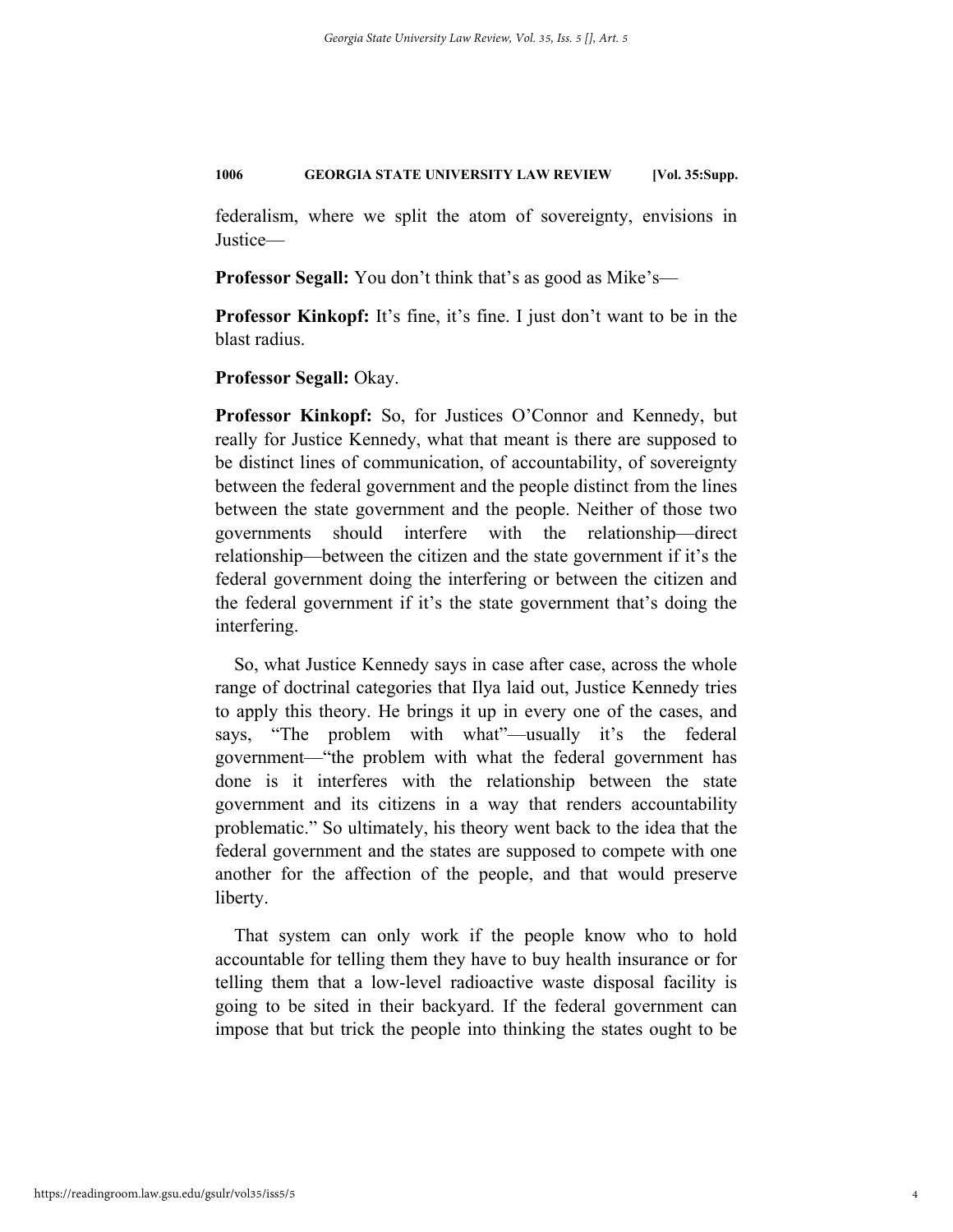federalism, where we split the atom of sovereignty, envisions in Justice—

**Professor Segall:** You don't think that's as good as Mike's—

**Professor Kinkopf:** It's fine, it's fine. I just don't want to be in the blast radius.

**Professor Segall:** Okay.

**Professor Kinkopf:** So, for Justices O'Connor and Kennedy, but really for Justice Kennedy, what that meant is there are supposed to be distinct lines of communication, of accountability, of sovereignty between the federal government and the people distinct from the lines between the state government and the people. Neither of those two governments should interfere with the relationship—direct relationship—between the citizen and the state government if it's the federal government doing the interfering or between the citizen and the federal government if it's the state government that's doing the interfering.

So, what Justice Kennedy says in case after case, across the whole range of doctrinal categories that Ilya laid out, Justice Kennedy tries to apply this theory. He brings it up in every one of the cases, and says, "The problem with what"—usually it's the federal government—"the problem with what the federal government has done is it interferes with the relationship between the state government and its citizens in a way that renders accountability problematic." So ultimately, his theory went back to the idea that the federal government and the states are supposed to compete with one another for the affection of the people, and that would preserve liberty.

That system can only work if the people know who to hold accountable for telling them they have to buy health insurance or for telling them that a low-level radioactive waste disposal facility is going to be sited in their backyard. If the federal government can impose that but trick the people into thinking the states ought to be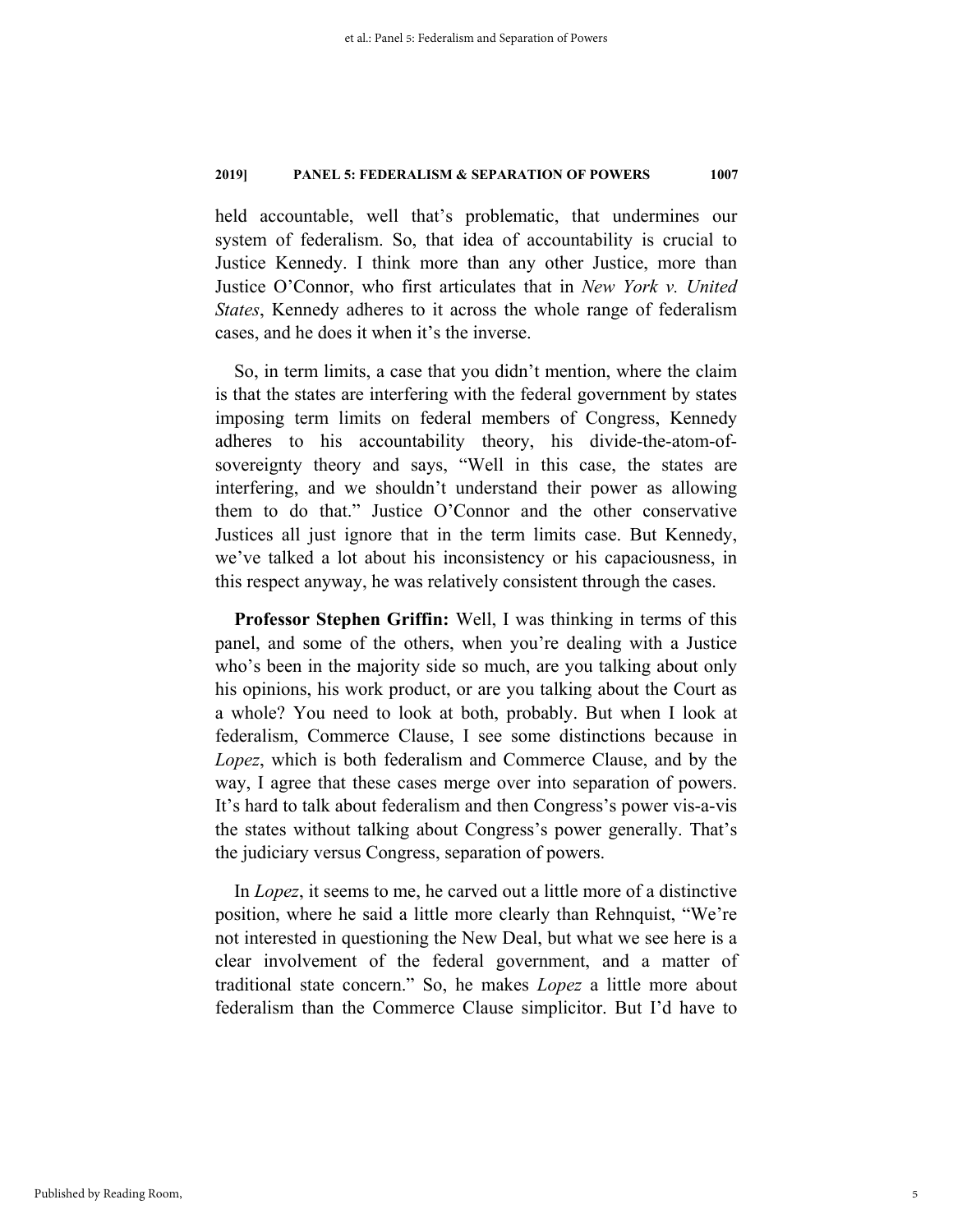held accountable, well that's problematic, that undermines our system of federalism. So, that idea of accountability is crucial to Justice Kennedy. I think more than any other Justice, more than Justice O'Connor, who first articulates that in *New York v. United States*, Kennedy adheres to it across the whole range of federalism cases, and he does it when it's the inverse.

So, in term limits, a case that you didn't mention, where the claim is that the states are interfering with the federal government by states imposing term limits on federal members of Congress, Kennedy adheres to his accountability theory, his divide-the-atom-of-sovereignty theory and says, "Well in this case, the states are interfering, and we shouldn't understand their power as allowing them to do that." Justice O'Connor and the other conservative Justices all just ignore that in the term limits case. But Kennedy, we've talked a lot about his inconsistency or his capaciousness, in this respect anyway, he was relatively consistent through the cases.

**Professor Stephen Griffin:** Well, I was thinking in terms of this panel, and some of the others, when you're dealing with a Justice who's been in the majority side so much, are you talking about only his opinions, his work product, or are you talking about the Court as a whole? You need to look at both, probably. But when I look at federalism, Commerce Clause, I see some distinctions because in *Lopez*, which is both federalism and Commerce Clause, and by the way, I agree that these cases merge over into separation of powers. It's hard to talk about federalism and then Congress's power vis-a-vis the states without talking about Congress's power generally. That's the judiciary versus Congress, separation of powers.

In *Lopez*, it seems to me, he carved out a little more of a distinctive position, where he said a little more clearly than Rehnquist, "We're not interested in questioning the New Deal, but what we see here is a clear involvement of the federal government, and a matter of traditional state concern." So, he makes *Lopez* a little more about federalism than the Commerce Clause simplicitor. But I'd have to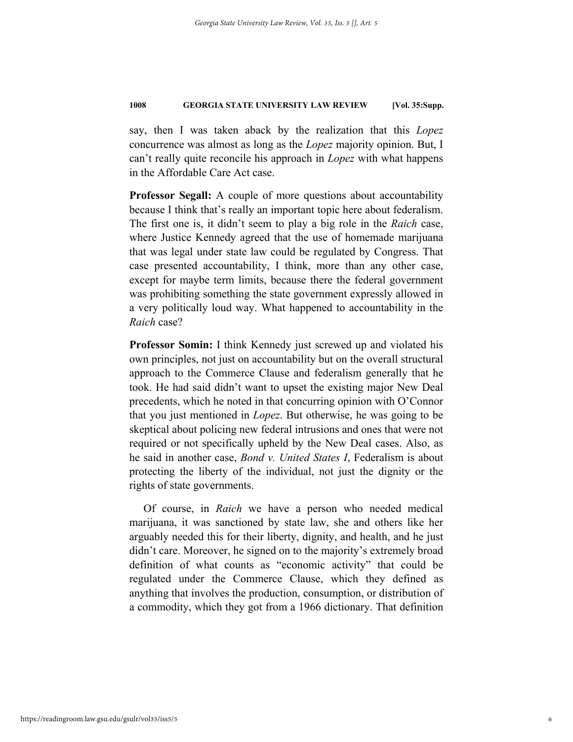say, then I was taken aback by the realization that this *Lopez* concurrence was almost as long as the *Lopez* majority opinion. But, I can't really quite reconcile his approach in *Lopez* with what happens in the Affordable Care Act case.

**Professor Segall:** A couple of more questions about accountability because I think that's really an important topic here about federalism. The first one is, it didn't seem to play a big role in the *Raich* case, where Justice Kennedy agreed that the use of homemade marijuana that was legal under state law could be regulated by Congress. That case presented accountability, I think, more than any other case, except for maybe term limits, because there the federal government was prohibiting something the state government expressly allowed in a very politically loud way. What happened to accountability in the *Raich* case?

**Professor Somin:** I think Kennedy just screwed up and violated his own principles, not just on accountability but on the overall structural approach to the Commerce Clause and federalism generally that he took. He had said didn't want to upset the existing major New Deal precedents, which he noted in that concurring opinion with O'Connor that you just mentioned in *Lopez*. But otherwise, he was going to be skeptical about policing new federal intrusions and ones that were not required or not specifically upheld by the New Deal cases. Also, as he said in another case, *Bond v. United States I*, Federalism is about protecting the liberty of the individual, not just the dignity or the rights of state governments.

Of course, in *Raich* we have a person who needed medical marijuana, it was sanctioned by state law, she and others like her arguably needed this for their liberty, dignity, and health, and he just didn't care. Moreover, he signed on to the majority's extremely broad definition of what counts as "economic activity" that could be regulated under the Commerce Clause, which they defined as anything that involves the production, consumption, or distribution of a commodity, which they got from a 1966 dictionary. That definition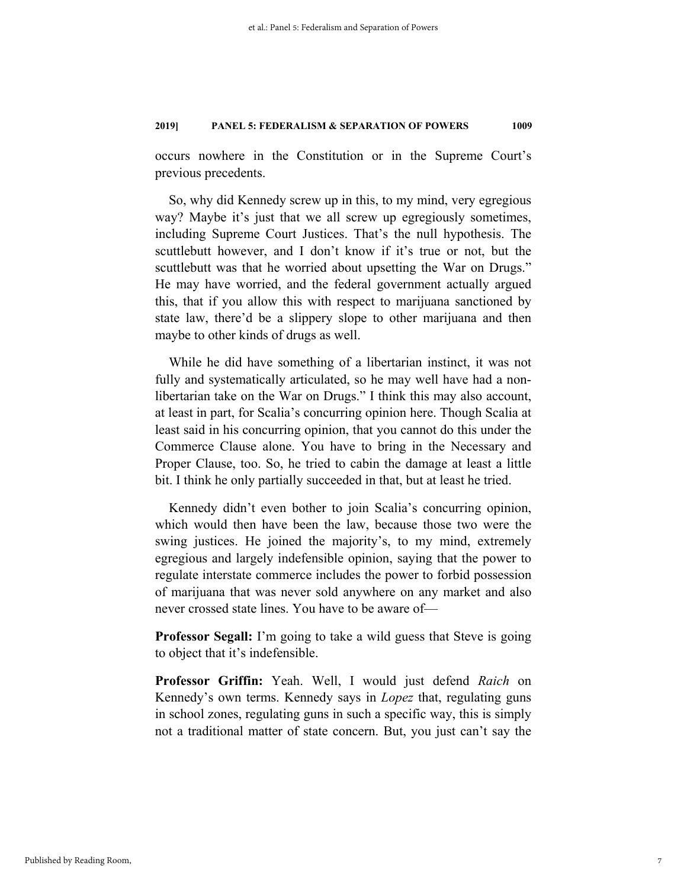occurs nowhere in the Constitution or in the Supreme Court's previous precedents.

So, why did Kennedy screw up in this, to my mind, very egregious way? Maybe it's just that we all screw up egregiously sometimes, including Supreme Court Justices. That's the null hypothesis. The scuttlebutt however, and I don't know if it's true or not, but the scuttlebutt was that he worried about upsetting the War on Drugs." He may have worried, and the federal government actually argued this, that if you allow this with respect to marijuana sanctioned by state law, there'd be a slippery slope to other marijuana and then maybe to other kinds of drugs as well.

While he did have something of a libertarian instinct, it was not fully and systematically articulated, so he may well have had a non-libertarian take on the War on Drugs." I think this may also account, at least in part, for Scalia's concurring opinion here. Though Scalia at least said in his concurring opinion, that you cannot do this under the Commerce Clause alone. You have to bring in the Necessary and Proper Clause, too. So, he tried to cabin the damage at least a little bit. I think he only partially succeeded in that, but at least he tried.

Kennedy didn't even bother to join Scalia's concurring opinion, which would then have been the law, because those two were the swing justices. He joined the majority's, to my mind, extremely egregious and largely indefensible opinion, saying that the power to regulate interstate commerce includes the power to forbid possession of marijuana that was never sold anywhere on any market and also never crossed state lines. You have to be aware of—

**Professor Segall:** I'm going to take a wild guess that Steve is going to object that it's indefensible.

**Professor Griffin:** Yeah. Well, I would just defend *Raich* on Kennedy's own terms. Kennedy says in *Lopez* that, regulating guns in school zones, regulating guns in such a specific way, this is simply not a traditional matter of state concern. But, you just can't say the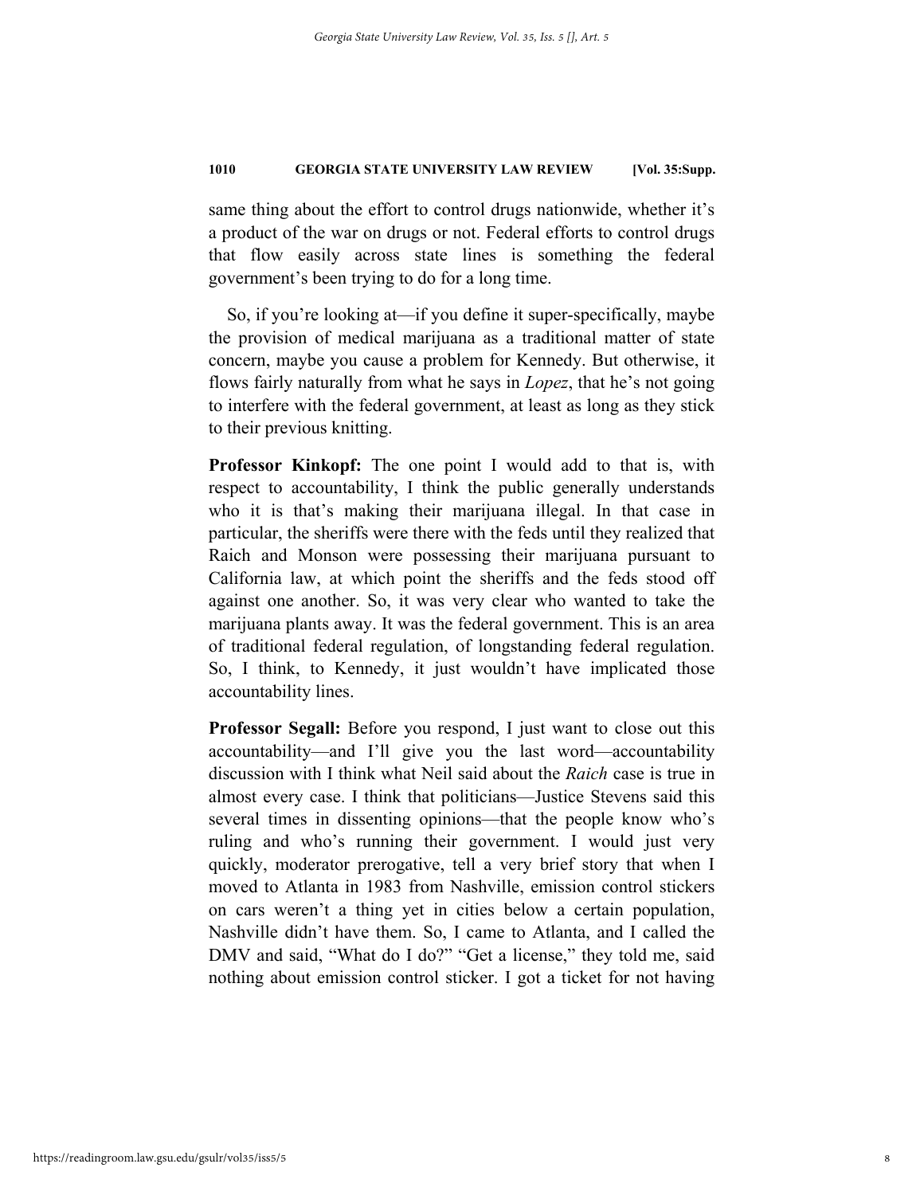same thing about the effort to control drugs nationwide, whether it's a product of the war on drugs or not. Federal efforts to control drugs that flow easily across state lines is something the federal government's been trying to do for a long time.

So, if you're looking at—if you define it super-specifically, maybe the provision of medical marijuana as a traditional matter of state concern, maybe you cause a problem for Kennedy. But otherwise, it flows fairly naturally from what he says in *Lopez*, that he's not going to interfere with the federal government, at least as long as they stick to their previous knitting.

**Professor Kinkopf:** The one point I would add to that is, with respect to accountability, I think the public generally understands who it is that's making their marijuana illegal. In that case in particular, the sheriffs were there with the feds until they realized that Raich and Monson were possessing their marijuana pursuant to California law, at which point the sheriffs and the feds stood off against one another. So, it was very clear who wanted to take the marijuana plants away. It was the federal government. This is an area of traditional federal regulation, of longstanding federal regulation. So, I think, to Kennedy, it just wouldn't have implicated those accountability lines.

**Professor Segall:** Before you respond, I just want to close out this accountability—and I'll give you the last word—accountability discussion with I think what Neil said about the *Raich* case is true in almost every case. I think that politicians—Justice Stevens said this several times in dissenting opinions—that the people know who's ruling and who's running their government. I would just very quickly, moderator prerogative, tell a very brief story that when I moved to Atlanta in 1983 from Nashville, emission control stickers on cars weren't a thing yet in cities below a certain population, Nashville didn't have them. So, I came to Atlanta, and I called the DMV and said, "What do I do?" "Get a license," they told me, said nothing about emission control sticker. I got a ticket for not having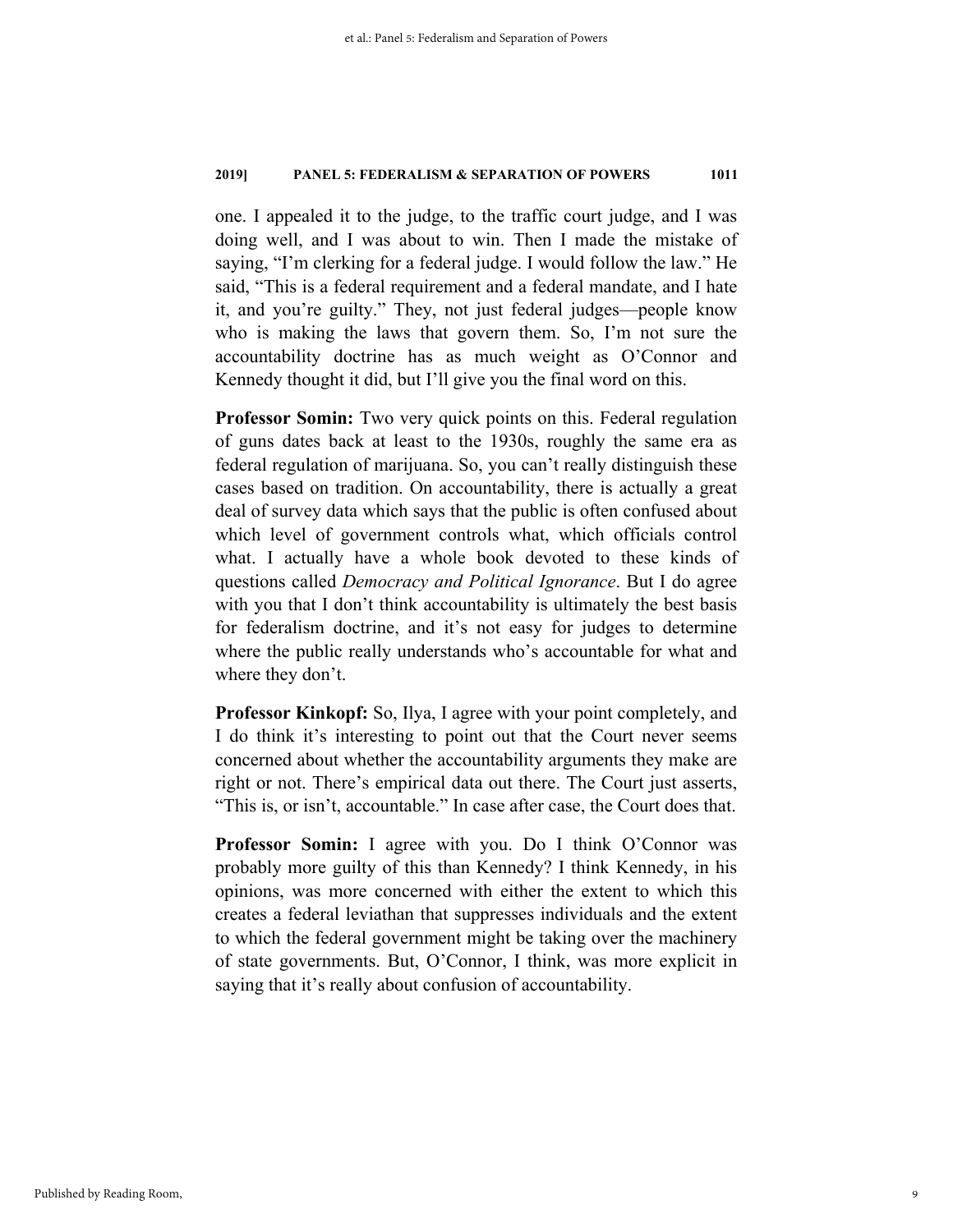one. I appealed it to the judge, to the traffic court judge, and I was doing well, and I was about to win. Then I made the mistake of saying, "I'm clerking for a federal judge. I would follow the law." He said, "This is a federal requirement and a federal mandate, and I hate it, and you're guilty." They, not just federal judges—people know who is making the laws that govern them. So, I'm not sure the accountability doctrine has as much weight as O'Connor and Kennedy thought it did, but I'll give you the final word on this.

**Professor Somin:** Two very quick points on this. Federal regulation of guns dates back at least to the 1930s, roughly the same era as federal regulation of marijuana. So, you can't really distinguish these cases based on tradition. On accountability, there is actually a great deal of survey data which says that the public is often confused about which level of government controls what, which officials control what. I actually have a whole book devoted to these kinds of questions called *Democracy and Political Ignorance*. But I do agree with you that I don't think accountability is ultimately the best basis for federalism doctrine, and it's not easy for judges to determine where the public really understands who's accountable for what and where they don't.

**Professor Kinkopf:** So, Ilya, I agree with your point completely, and I do think it's interesting to point out that the Court never seems concerned about whether the accountability arguments they make are right or not. There's empirical data out there. The Court just asserts, "This is, or isn't, accountable." In case after case, the Court does that.

**Professor Somin:** I agree with you. Do I think O'Connor was probably more guilty of this than Kennedy? I think Kennedy, in his opinions, was more concerned with either the extent to which this creates a federal leviathan that suppresses individuals and the extent to which the federal government might be taking over the machinery of state governments. But, O'Connor, I think, was more explicit in saying that it's really about confusion of accountability.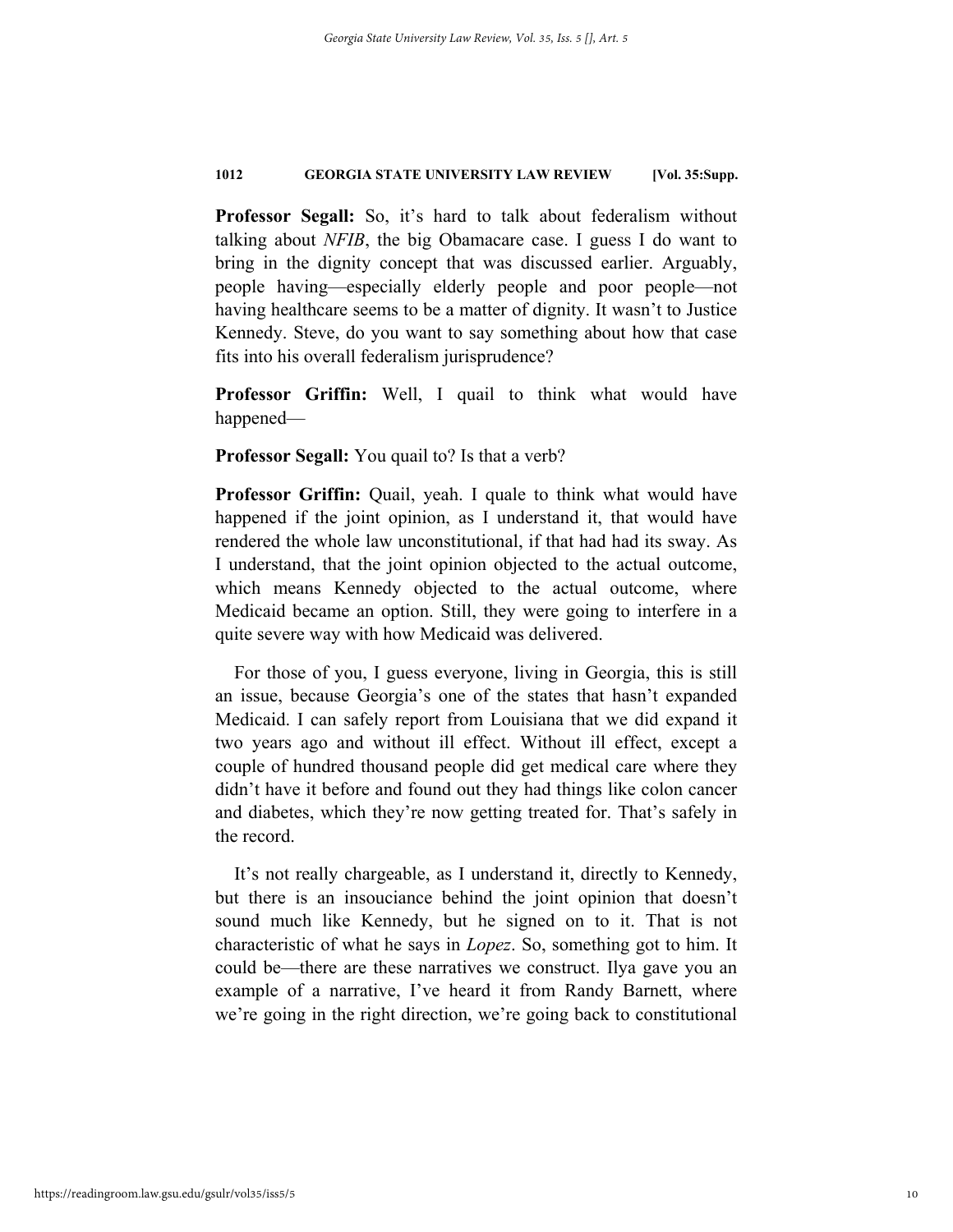**Professor Segall:** So, it's hard to talk about federalism without talking about *NFIB*, the big Obamacare case. I guess I do want to bring in the dignity concept that was discussed earlier. Arguably, people having—especially elderly people and poor people—not having healthcare seems to be a matter of dignity. It wasn't to Justice Kennedy. Steve, do you want to say something about how that case fits into his overall federalism jurisprudence?

**Professor Griffin:** Well, I quail to think what would have happened—

**Professor Segall:** You quail to? Is that a verb?

**Professor Griffin:** Quail, yeah. I quale to think what would have happened if the joint opinion, as I understand it, that would have rendered the whole law unconstitutional, if that had had its sway. As I understand, that the joint opinion objected to the actual outcome, which means Kennedy objected to the actual outcome, where Medicaid became an option. Still, they were going to interfere in a quite severe way with how Medicaid was delivered.

For those of you, I guess everyone, living in Georgia, this is still an issue, because Georgia's one of the states that hasn't expanded Medicaid. I can safely report from Louisiana that we did expand it two years ago and without ill effect. Without ill effect, except a couple of hundred thousand people did get medical care where they didn't have it before and found out they had things like colon cancer and diabetes, which they're now getting treated for. That's safely in the record.

It's not really chargeable, as I understand it, directly to Kennedy, but there is an insouciance behind the joint opinion that doesn't sound much like Kennedy, but he signed on to it. That is not characteristic of what he says in *Lopez*. So, something got to him. It could be—there are these narratives we construct. Ilya gave you an example of a narrative, I've heard it from Randy Barnett, where we're going in the right direction, we're going back to constitutional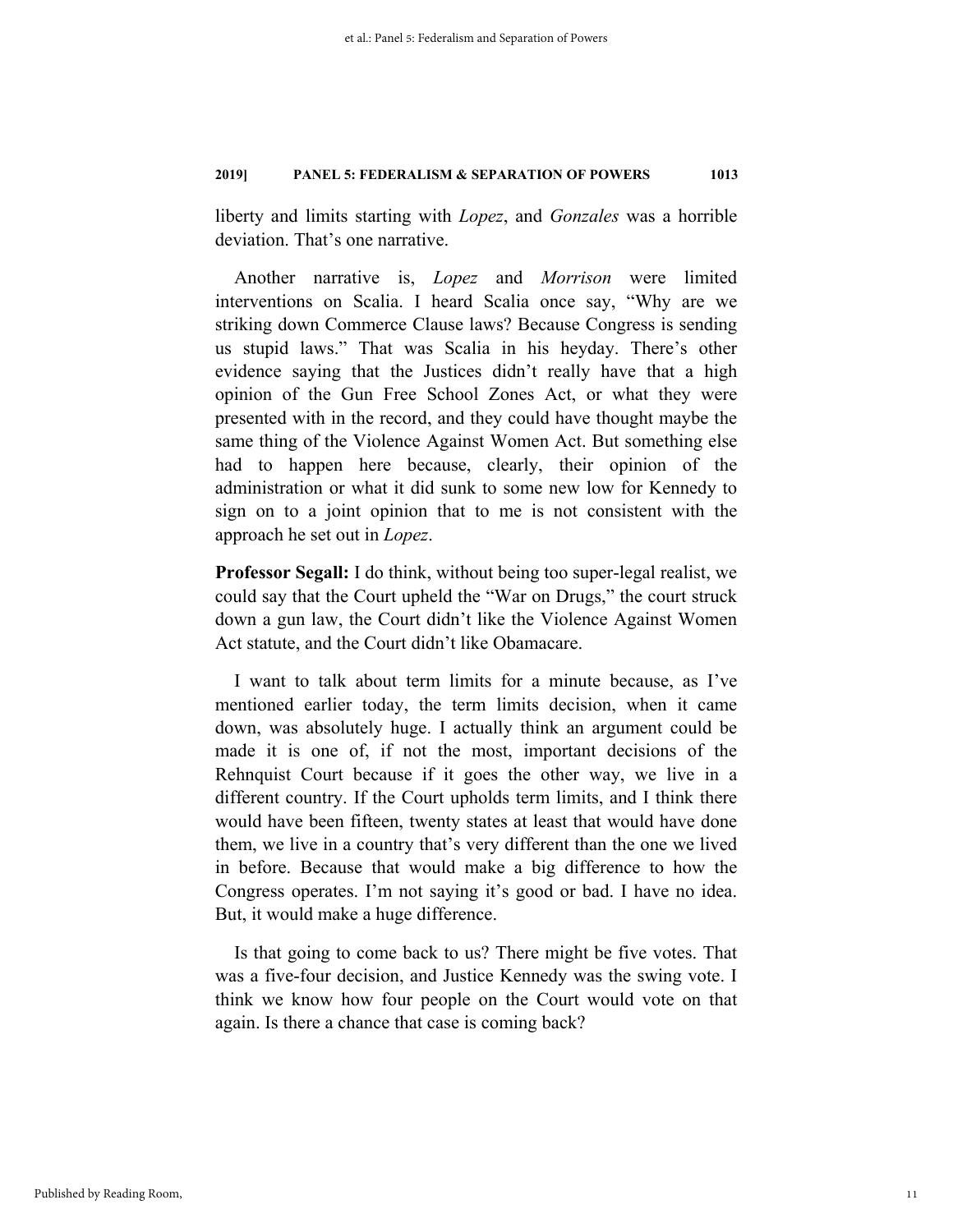liberty and limits starting with *Lopez*, and *Gonzales* was a horrible deviation. That's one narrative.

Another narrative is, *Lopez* and *Morrison* were limited interventions on Scalia. I heard Scalia once say, "Why are we striking down Commerce Clause laws? Because Congress is sending us stupid laws." That was Scalia in his heyday. There's other evidence saying that the Justices didn't really have that a high opinion of the Gun Free School Zones Act, or what they were presented with in the record, and they could have thought maybe the same thing of the Violence Against Women Act. But something else had to happen here because, clearly, their opinion of the administration or what it did sunk to some new low for Kennedy to sign on to a joint opinion that to me is not consistent with the approach he set out in *Lopez*.

**Professor Segall:** I do think, without being too super-legal realist, we could say that the Court upheld the "War on Drugs," the court struck down a gun law, the Court didn't like the Violence Against Women Act statute, and the Court didn't like Obamacare.

I want to talk about term limits for a minute because, as I've mentioned earlier today, the term limits decision, when it came down, was absolutely huge. I actually think an argument could be made it is one of, if not the most, important decisions of the Rehnquist Court because if it goes the other way, we live in a different country. If the Court upholds term limits, and I think there would have been fifteen, twenty states at least that would have done them, we live in a country that's very different than the one we lived in before. Because that would make a big difference to how the Congress operates. I'm not saying it's good or bad. I have no idea. But, it would make a huge difference.

Is that going to come back to us? There might be five votes. That was a five-four decision, and Justice Kennedy was the swing vote. I think we know how four people on the Court would vote on that again. Is there a chance that case is coming back?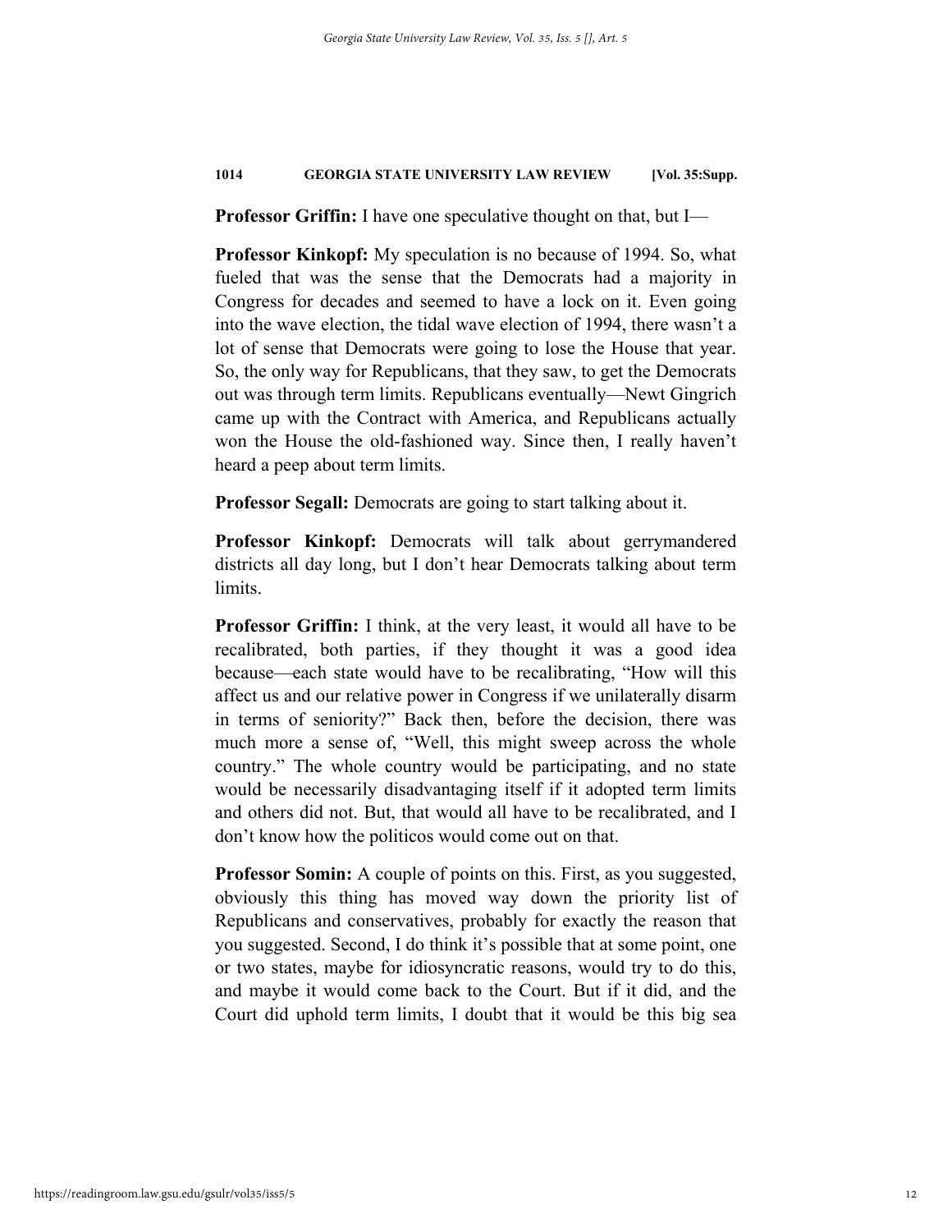**Professor Griffin:** I have one speculative thought on that, but I—

**Professor Kinkopf:** My speculation is no because of 1994. So, what fueled that was the sense that the Democrats had a majority in Congress for decades and seemed to have a lock on it. Even going into the wave election, the tidal wave election of 1994, there wasn't a lot of sense that Democrats were going to lose the House that year. So, the only way for Republicans, that they saw, to get the Democrats out was through term limits. Republicans eventually—Newt Gingrich came up with the Contract with America, and Republicans actually won the House the old-fashioned way. Since then, I really haven't heard a peep about term limits.

**Professor Segall:** Democrats are going to start talking about it.

**Professor Kinkopf:** Democrats will talk about gerrymandered districts all day long, but I don't hear Democrats talking about term limits.

**Professor Griffin:** I think, at the very least, it would all have to be recalibrated, both parties, if they thought it was a good idea because—each state would have to be recalibrating, "How will this affect us and our relative power in Congress if we unilaterally disarm in terms of seniority?" Back then, before the decision, there was much more a sense of, "Well, this might sweep across the whole country." The whole country would be participating, and no state would be necessarily disadvantaging itself if it adopted term limits and others did not. But, that would all have to be recalibrated, and I don't know how the politicos would come out on that.

**Professor Somin:** A couple of points on this. First, as you suggested, obviously this thing has moved way down the priority list of Republicans and conservatives, probably for exactly the reason that you suggested. Second, I do think it's possible that at some point, one or two states, maybe for idiosyncratic reasons, would try to do this, and maybe it would come back to the Court. But if it did, and the Court did uphold term limits, I doubt that it would be this big sea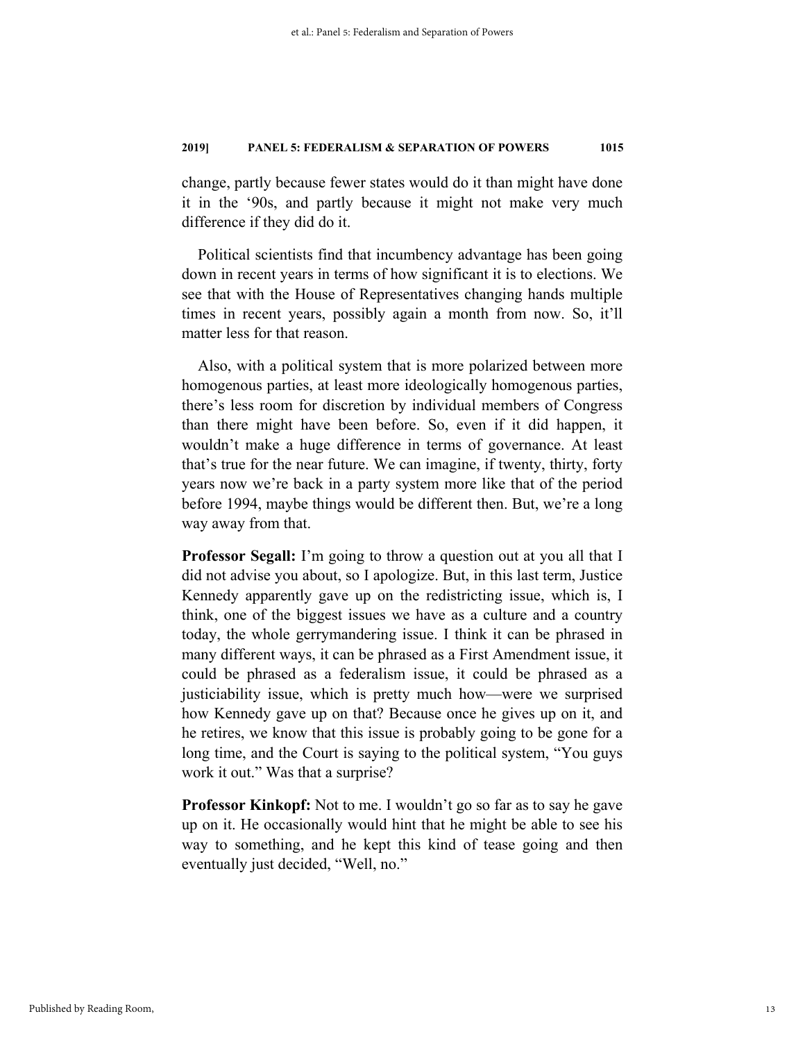change, partly because fewer states would do it than might have done it in the '90s, and partly because it might not make very much difference if they did do it.

Political scientists find that incumbency advantage has been going down in recent years in terms of how significant it is to elections. We see that with the House of Representatives changing hands multiple times in recent years, possibly again a month from now. So, it'll matter less for that reason.

Also, with a political system that is more polarized between more homogenous parties, at least more ideologically homogenous parties, there's less room for discretion by individual members of Congress than there might have been before. So, even if it did happen, it wouldn't make a huge difference in terms of governance. At least that's true for the near future. We can imagine, if twenty, thirty, forty years now we're back in a party system more like that of the period before 1994, maybe things would be different then. But, we're a long way away from that.

**Professor Segall:** I'm going to throw a question out at you all that I did not advise you about, so I apologize. But, in this last term, Justice Kennedy apparently gave up on the redistricting issue, which is, I think, one of the biggest issues we have as a culture and a country today, the whole gerrymandering issue. I think it can be phrased in many different ways, it can be phrased as a First Amendment issue, it could be phrased as a federalism issue, it could be phrased as a justiciability issue, which is pretty much how—were we surprised how Kennedy gave up on that? Because once he gives up on it, and he retires, we know that this issue is probably going to be gone for a long time, and the Court is saying to the political system, "You guys work it out." Was that a surprise?

**Professor Kinkopf:** Not to me. I wouldn't go so far as to say he gave up on it. He occasionally would hint that he might be able to see his way to something, and he kept this kind of tease going and then eventually just decided, "Well, no."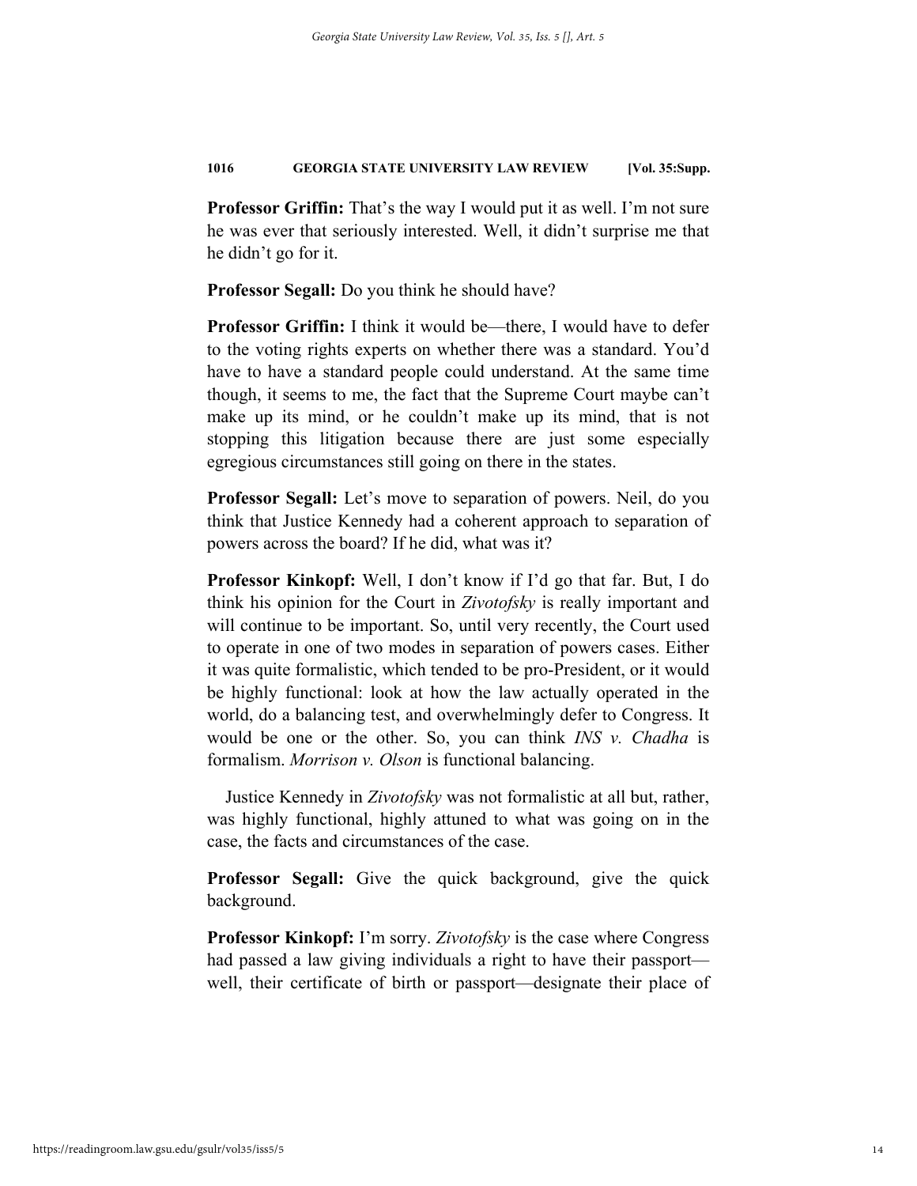**Professor Griffin:** That's the way I would put it as well. I'm not sure he was ever that seriously interested. Well, it didn't surprise me that he didn't go for it.

**Professor Segall:** Do you think he should have?

**Professor Griffin:** I think it would be—there, I would have to defer to the voting rights experts on whether there was a standard. You'd have to have a standard people could understand. At the same time though, it seems to me, the fact that the Supreme Court maybe can't make up its mind, or he couldn't make up its mind, that is not stopping this litigation because there are just some especially egregious circumstances still going on there in the states.

**Professor Segall:** Let's move to separation of powers. Neil, do you think that Justice Kennedy had a coherent approach to separation of powers across the board? If he did, what was it?

**Professor Kinkopf:** Well, I don't know if I'd go that far. But, I do think his opinion for the Court in *Zivotofsky* is really important and will continue to be important. So, until very recently, the Court used to operate in one of two modes in separation of powers cases. Either it was quite formalistic, which tended to be pro-President, or it would be highly functional: look at how the law actually operated in the world, do a balancing test, and overwhelmingly defer to Congress. It would be one or the other. So, you can think *INS v. Chadha* is formalism. *Morrison v. Olson* is functional balancing.

Justice Kennedy in *Zivotofsky* was not formalistic at all but, rather, was highly functional, highly attuned to what was going on in the case, the facts and circumstances of the case.

**Professor Segall:** Give the quick background, give the quick background.

**Professor Kinkopf:** I'm sorry. *Zivotofsky* is the case where Congress had passed a law giving individuals a right to have their passport—well, their certificate of birth or passport—designate their place of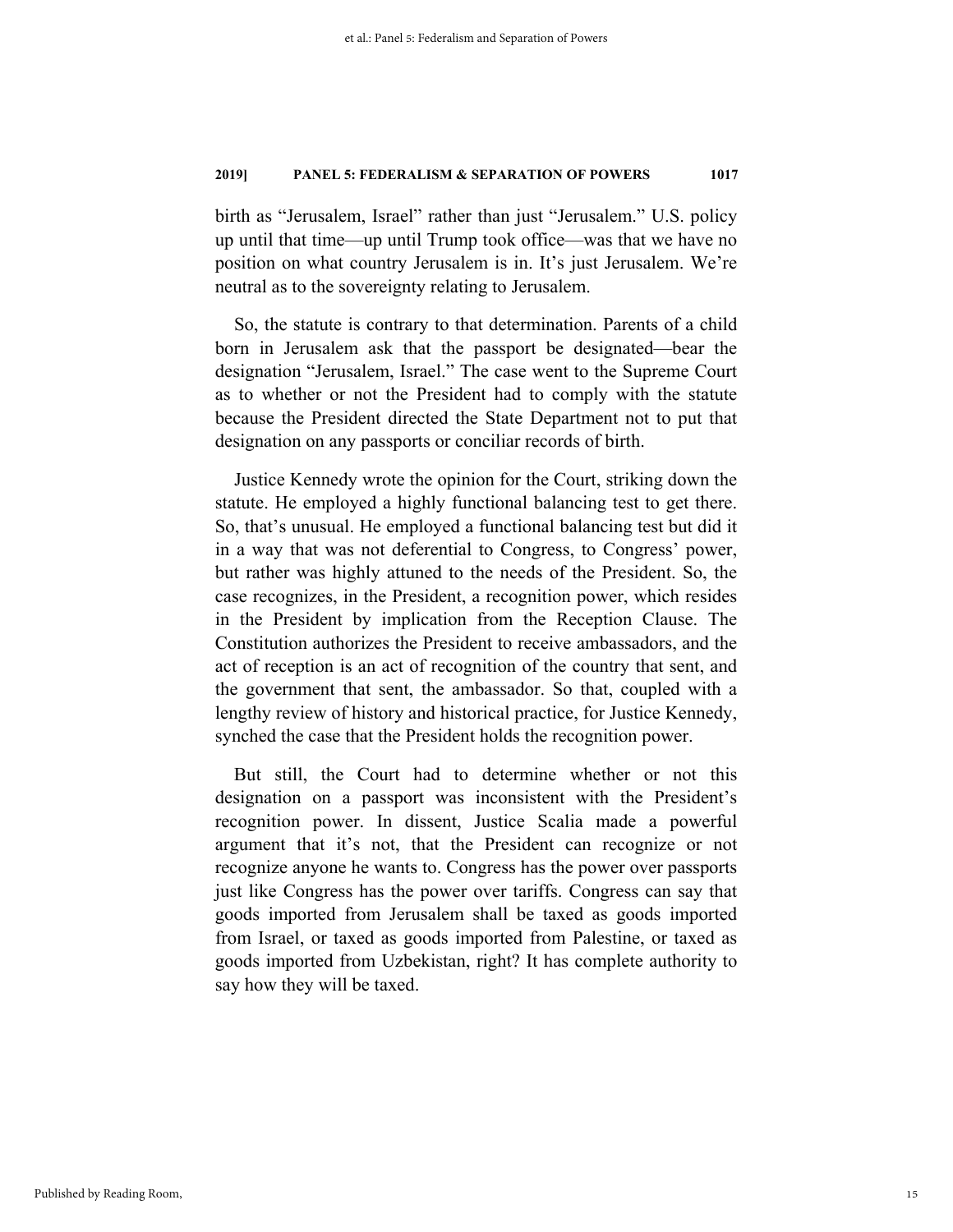birth as "Jerusalem, Israel" rather than just "Jerusalem." U.S. policy up until that time—up until Trump took office—was that we have no position on what country Jerusalem is in. It's just Jerusalem. We're neutral as to the sovereignty relating to Jerusalem.

So, the statute is contrary to that determination. Parents of a child born in Jerusalem ask that the passport be designated—bear the designation "Jerusalem, Israel." The case went to the Supreme Court as to whether or not the President had to comply with the statute because the President directed the State Department not to put that designation on any passports or conciliar records of birth.

Justice Kennedy wrote the opinion for the Court, striking down the statute. He employed a highly functional balancing test to get there. So, that's unusual. He employed a functional balancing test but did it in a way that was not deferential to Congress, to Congress' power, but rather was highly attuned to the needs of the President. So, the case recognizes, in the President, a recognition power, which resides in the President by implication from the Reception Clause. The Constitution authorizes the President to receive ambassadors, and the act of reception is an act of recognition of the country that sent, and the government that sent, the ambassador. So that, coupled with a lengthy review of history and historical practice, for Justice Kennedy, synched the case that the President holds the recognition power.

But still, the Court had to determine whether or not this designation on a passport was inconsistent with the President's recognition power. In dissent, Justice Scalia made a powerful argument that it's not, that the President can recognize or not recognize anyone he wants to. Congress has the power over passports just like Congress has the power over tariffs. Congress can say that goods imported from Jerusalem shall be taxed as goods imported from Israel, or taxed as goods imported from Palestine, or taxed as goods imported from Uzbekistan, right? It has complete authority to say how they will be taxed.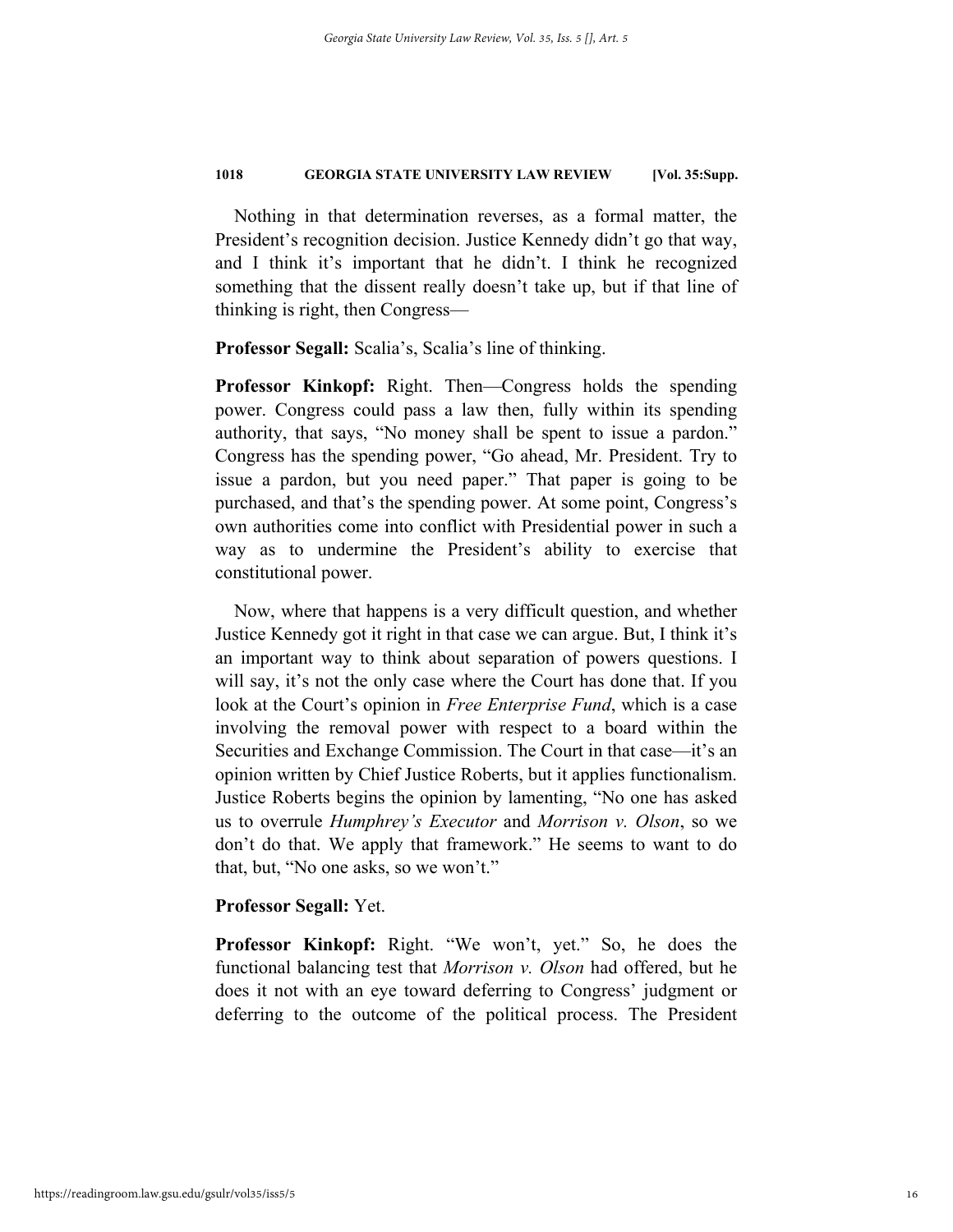Nothing in that determination reverses, as a formal matter, the President's recognition decision. Justice Kennedy didn't go that way, and I think it's important that he didn't. I think he recognized something that the dissent really doesn't take up, but if that line of thinking is right, then Congress—

**Professor Segall:** Scalia's, Scalia's line of thinking.

**Professor Kinkopf:** Right. Then—Congress holds the spending power. Congress could pass a law then, fully within its spending authority, that says, "No money shall be spent to issue a pardon." Congress has the spending power, "Go ahead, Mr. President. Try to issue a pardon, but you need paper." That paper is going to be purchased, and that's the spending power. At some point, Congress's own authorities come into conflict with Presidential power in such a way as to undermine the President's ability to exercise that constitutional power.

Now, where that happens is a very difficult question, and whether Justice Kennedy got it right in that case we can argue. But, I think it's an important way to think about separation of powers questions. I will say, it's not the only case where the Court has done that. If you look at the Court's opinion in *Free Enterprise Fund*, which is a case involving the removal power with respect to a board within the Securities and Exchange Commission. The Court in that case—it's an opinion written by Chief Justice Roberts, but it applies functionalism. Justice Roberts begins the opinion by lamenting, "No one has asked us to overrule *Humphrey's Executor* and *Morrison v. Olson*, so we don't do that. We apply that framework." He seems to want to do that, but, "No one asks, so we won't."

**Professor Segall:** Yet.

**Professor Kinkopf:** Right. "We won't, yet." So, he does the functional balancing test that *Morrison v. Olson* had offered, but he does it not with an eye toward deferring to Congress' judgment or deferring to the outcome of the political process. The President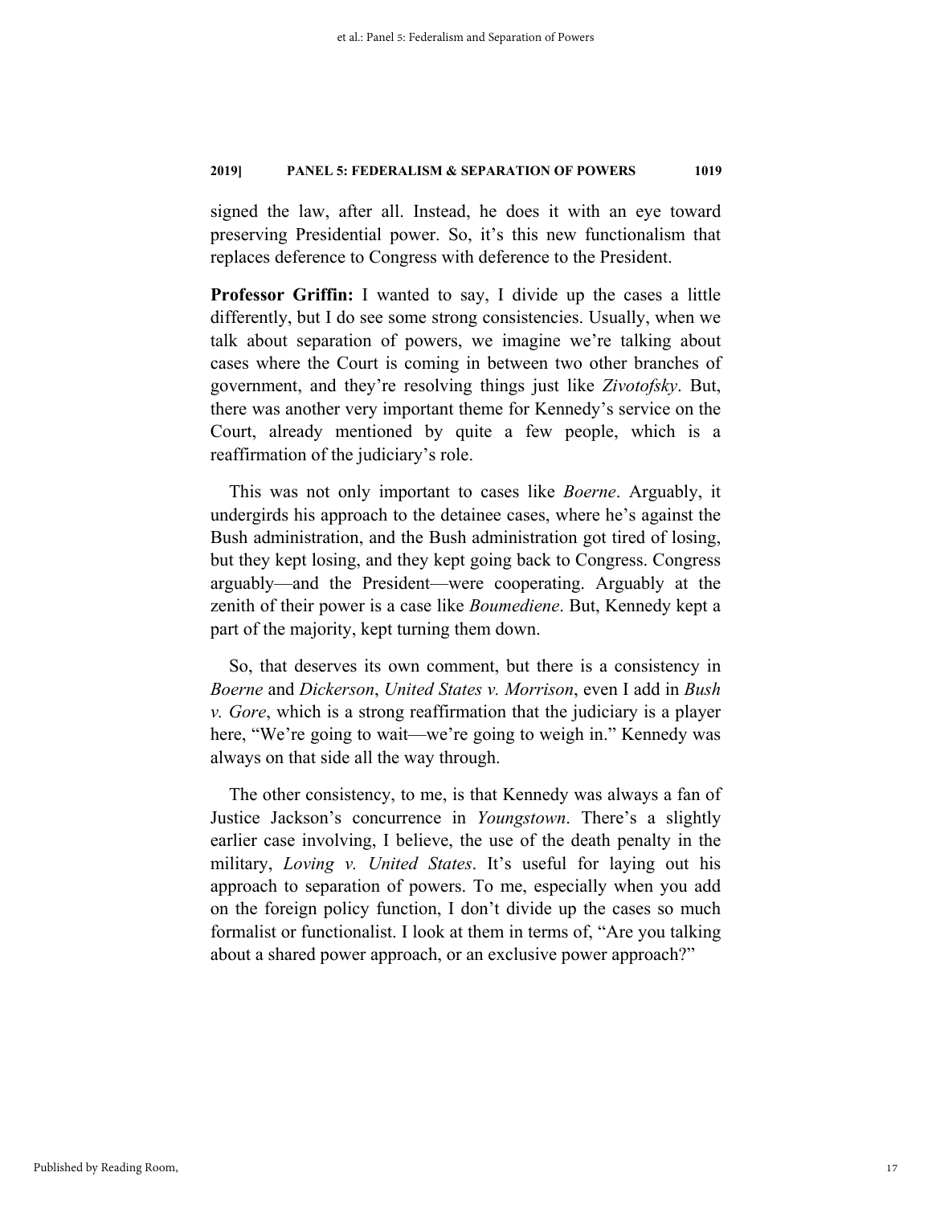signed the law, after all. Instead, he does it with an eye toward preserving Presidential power. So, it's this new functionalism that replaces deference to Congress with deference to the President.

**Professor Griffin:** I wanted to say, I divide up the cases a little differently, but I do see some strong consistencies. Usually, when we talk about separation of powers, we imagine we're talking about cases where the Court is coming in between two other branches of government, and they're resolving things just like *Zivotofsky*. But, there was another very important theme for Kennedy's service on the Court, already mentioned by quite a few people, which is a reaffirmation of the judiciary's role.

This was not only important to cases like *Boerne*. Arguably, it undergirds his approach to the detainee cases, where he's against the Bush administration, and the Bush administration got tired of losing, but they kept losing, and they kept going back to Congress. Congress arguably—and the President—were cooperating. Arguably at the zenith of their power is a case like *Boumediene*. But, Kennedy kept a part of the majority, kept turning them down.

So, that deserves its own comment, but there is a consistency in *Boerne* and *Dickerson*, *United States v. Morrison*, even I add in *Bush v. Gore*, which is a strong reaffirmation that the judiciary is a player here, "We're going to wait—we're going to weigh in." Kennedy was always on that side all the way through.

The other consistency, to me, is that Kennedy was always a fan of Justice Jackson's concurrence in *Youngstown*. There's a slightly earlier case involving, I believe, the use of the death penalty in the military, *Loving v. United States*. It's useful for laying out his approach to separation of powers. To me, especially when you add on the foreign policy function, I don't divide up the cases so much formalist or functionalist. I look at them in terms of, "Are you talking about a shared power approach, or an exclusive power approach?"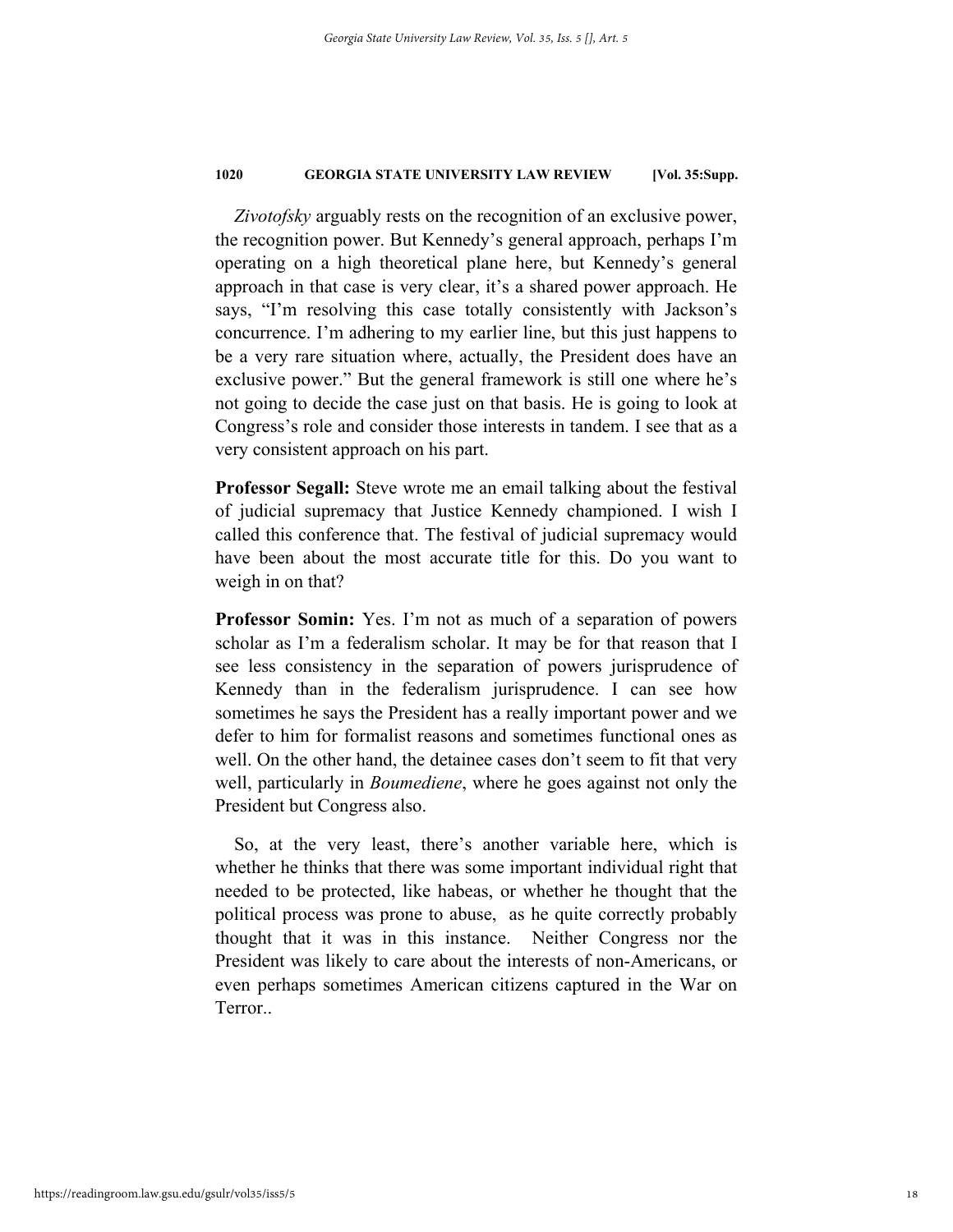*Zivotofsky* arguably rests on the recognition of an exclusive power, the recognition power. But Kennedy's general approach, perhaps I'm operating on a high theoretical plane here, but Kennedy's general approach in that case is very clear, it's a shared power approach. He says, "I'm resolving this case totally consistently with Jackson's concurrence. I'm adhering to my earlier line, but this just happens to be a very rare situation where, actually, the President does have an exclusive power." But the general framework is still one where he's not going to decide the case just on that basis. He is going to look at Congress's role and consider those interests in tandem. I see that as a very consistent approach on his part.

**Professor Segall:** Steve wrote me an email talking about the festival of judicial supremacy that Justice Kennedy championed. I wish I called this conference that. The festival of judicial supremacy would have been about the most accurate title for this. Do you want to weigh in on that?

**Professor Somin:** Yes. I'm not as much of a separation of powers scholar as I'm a federalism scholar. It may be for that reason that I see less consistency in the separation of powers jurisprudence of Kennedy than in the federalism jurisprudence. I can see how sometimes he says the President has a really important power and we defer to him for formalist reasons and sometimes functional ones as well. On the other hand, the detainee cases don't seem to fit that very well, particularly in *Boumediene*, where he goes against not only the President but Congress also.

So, at the very least, there's another variable here, which is whether he thinks that there was some important individual right that needed to be protected, like habeas, or whether he thought that the political process was prone to abuse, as he quite correctly probably thought that it was in this instance. Neither Congress nor the President was likely to care about the interests of non-Americans, or even perhaps sometimes American citizens captured in the War on Terror..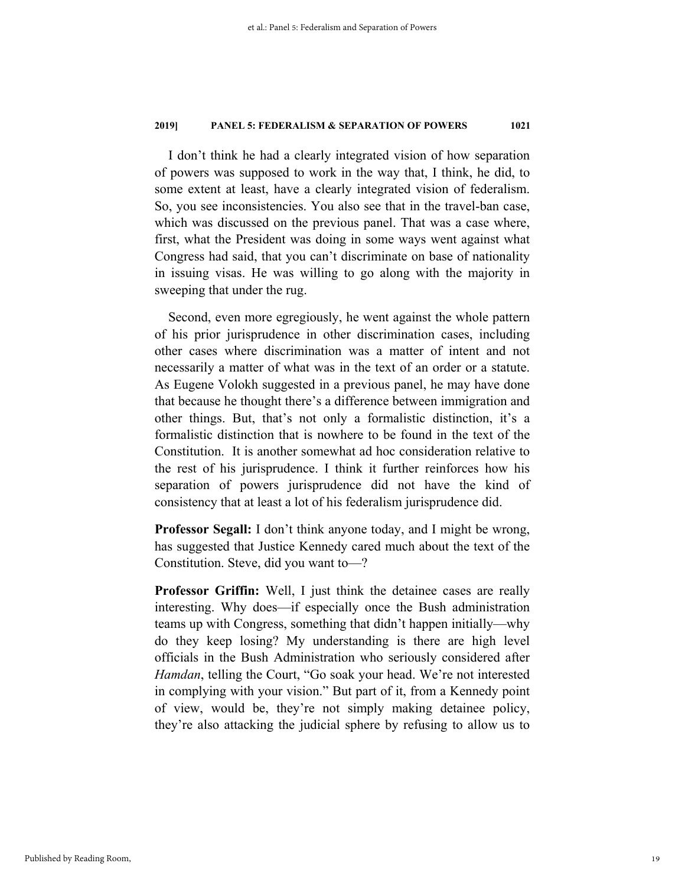I don't think he had a clearly integrated vision of how separation of powers was supposed to work in the way that, I think, he did, to some extent at least, have a clearly integrated vision of federalism. So, you see inconsistencies. You also see that in the travel-ban case, which was discussed on the previous panel. That was a case where, first, what the President was doing in some ways went against what Congress had said, that you can't discriminate on base of nationality in issuing visas. He was willing to go along with the majority in sweeping that under the rug.

Second, even more egregiously, he went against the whole pattern of his prior jurisprudence in other discrimination cases, including other cases where discrimination was a matter of intent and not necessarily a matter of what was in the text of an order or a statute. As Eugene Volokh suggested in a previous panel, he may have done that because he thought there's a difference between immigration and other things. But, that's not only a formalistic distinction, it's a formalistic distinction that is nowhere to be found in the text of the Constitution. It is another somewhat ad hoc consideration relative to the rest of his jurisprudence. I think it further reinforces how his separation of powers jurisprudence did not have the kind of consistency that at least a lot of his federalism jurisprudence did.

**Professor Segall:** I don't think anyone today, and I might be wrong, has suggested that Justice Kennedy cared much about the text of the Constitution. Steve, did you want to—?

**Professor Griffin:** Well, I just think the detainee cases are really interesting. Why does—if especially once the Bush administration teams up with Congress, something that didn't happen initially—why do they keep losing? My understanding is there are high level officials in the Bush Administration who seriously considered after *Hamdan*, telling the Court, "Go soak your head. We're not interested in complying with your vision." But part of it, from a Kennedy point of view, would be, they're not simply making detainee policy, they're also attacking the judicial sphere by refusing to allow us to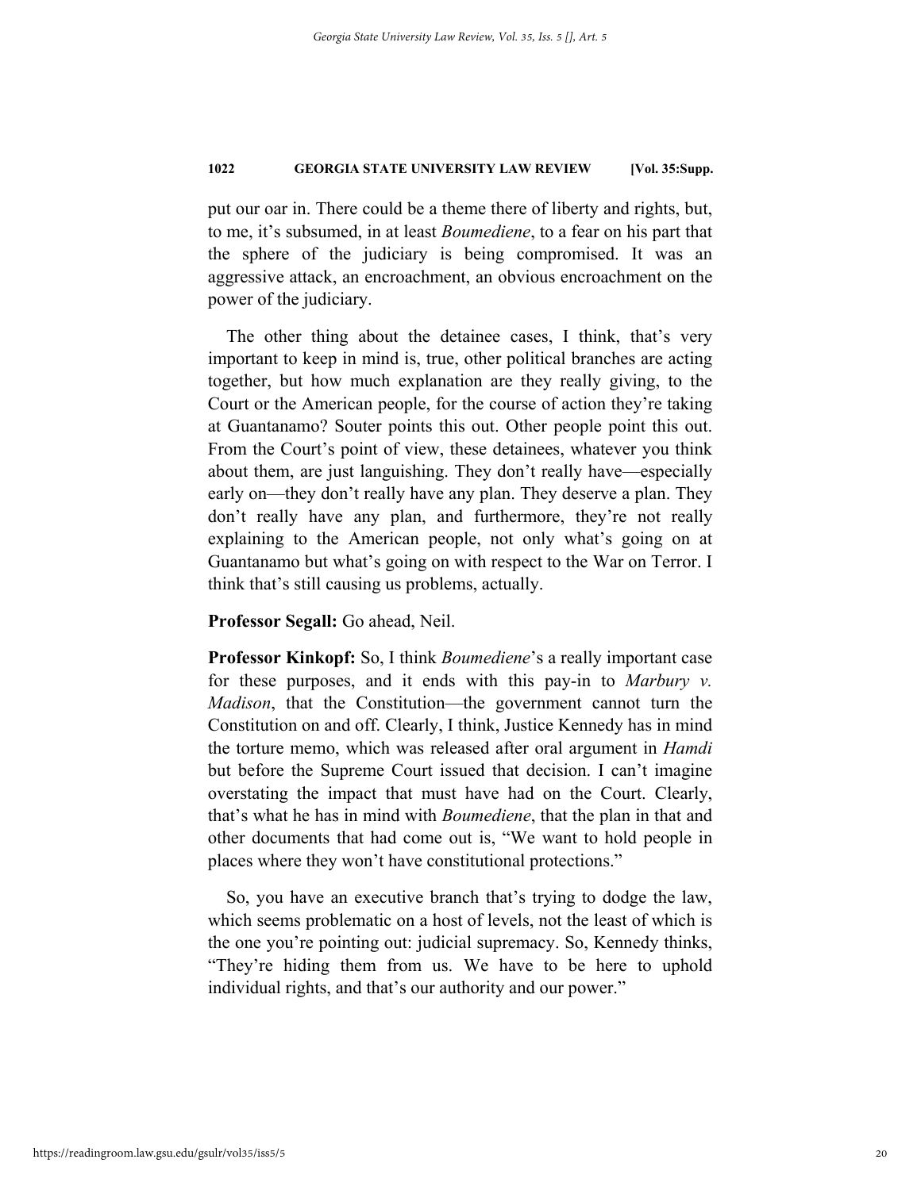put our oar in. There could be a theme there of liberty and rights, but, to me, it's subsumed, in at least *Boumediene*, to a fear on his part that the sphere of the judiciary is being compromised. It was an aggressive attack, an encroachment, an obvious encroachment on the power of the judiciary.

The other thing about the detainee cases, I think, that's very important to keep in mind is, true, other political branches are acting together, but how much explanation are they really giving, to the Court or the American people, for the course of action they're taking at Guantanamo? Souter points this out. Other people point this out. From the Court's point of view, these detainees, whatever you think about them, are just languishing. They don't really have—especially early on—they don't really have any plan. They deserve a plan. They don't really have any plan, and furthermore, they're not really explaining to the American people, not only what's going on at Guantanamo but what's going on with respect to the War on Terror. I think that's still causing us problems, actually.

**Professor Segall:** Go ahead, Neil.

**Professor Kinkopf:** So, I think *Boumediene*'s a really important case for these purposes, and it ends with this pay-in to *Marbury v. Madison*, that the Constitution—the government cannot turn the Constitution on and off. Clearly, I think, Justice Kennedy has in mind the torture memo, which was released after oral argument in *Hamdi* but before the Supreme Court issued that decision. I can't imagine overstating the impact that must have had on the Court. Clearly, that's what he has in mind with *Boumediene*, that the plan in that and other documents that had come out is, "We want to hold people in places where they won't have constitutional protections."

So, you have an executive branch that's trying to dodge the law, which seems problematic on a host of levels, not the least of which is the one you're pointing out: judicial supremacy. So, Kennedy thinks, "They're hiding them from us. We have to be here to uphold individual rights, and that's our authority and our power."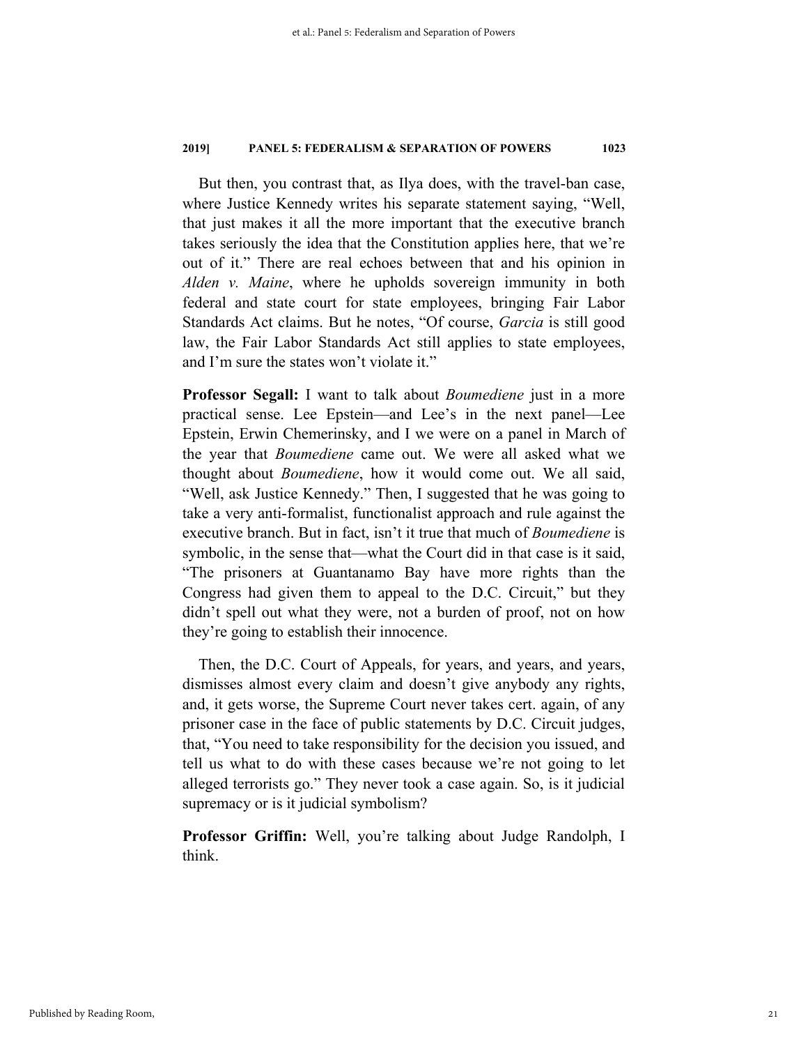But then, you contrast that, as Ilya does, with the travel-ban case, where Justice Kennedy writes his separate statement saying, "Well, that just makes it all the more important that the executive branch takes seriously the idea that the Constitution applies here, that we're out of it." There are real echoes between that and his opinion in *Alden v. Maine*, where he upholds sovereign immunity in both federal and state court for state employees, bringing Fair Labor Standards Act claims. But he notes, "Of course, *Garcia* is still good law, the Fair Labor Standards Act still applies to state employees, and I'm sure the states won't violate it."

**Professor Segall:** I want to talk about *Boumediene* just in a more practical sense. Lee Epstein—and Lee's in the next panel—Lee Epstein, Erwin Chemerinsky, and I we were on a panel in March of the year that *Boumediene* came out. We were all asked what we thought about *Boumediene*, how it would come out. We all said, "Well, ask Justice Kennedy." Then, I suggested that he was going to take a very anti-formalist, functionalist approach and rule against the executive branch. But in fact, isn't it true that much of *Boumediene* is symbolic, in the sense that—what the Court did in that case is it said, "The prisoners at Guantanamo Bay have more rights than the Congress had given them to appeal to the D.C. Circuit," but they didn't spell out what they were, not a burden of proof, not on how they're going to establish their innocence.

Then, the D.C. Court of Appeals, for years, and years, and years, dismisses almost every claim and doesn't give anybody any rights, and, it gets worse, the Supreme Court never takes cert. again, of any prisoner case in the face of public statements by D.C. Circuit judges, that, "You need to take responsibility for the decision you issued, and tell us what to do with these cases because we're not going to let alleged terrorists go." They never took a case again. So, is it judicial supremacy or is it judicial symbolism?

**Professor Griffin:** Well, you're talking about Judge Randolph, I think.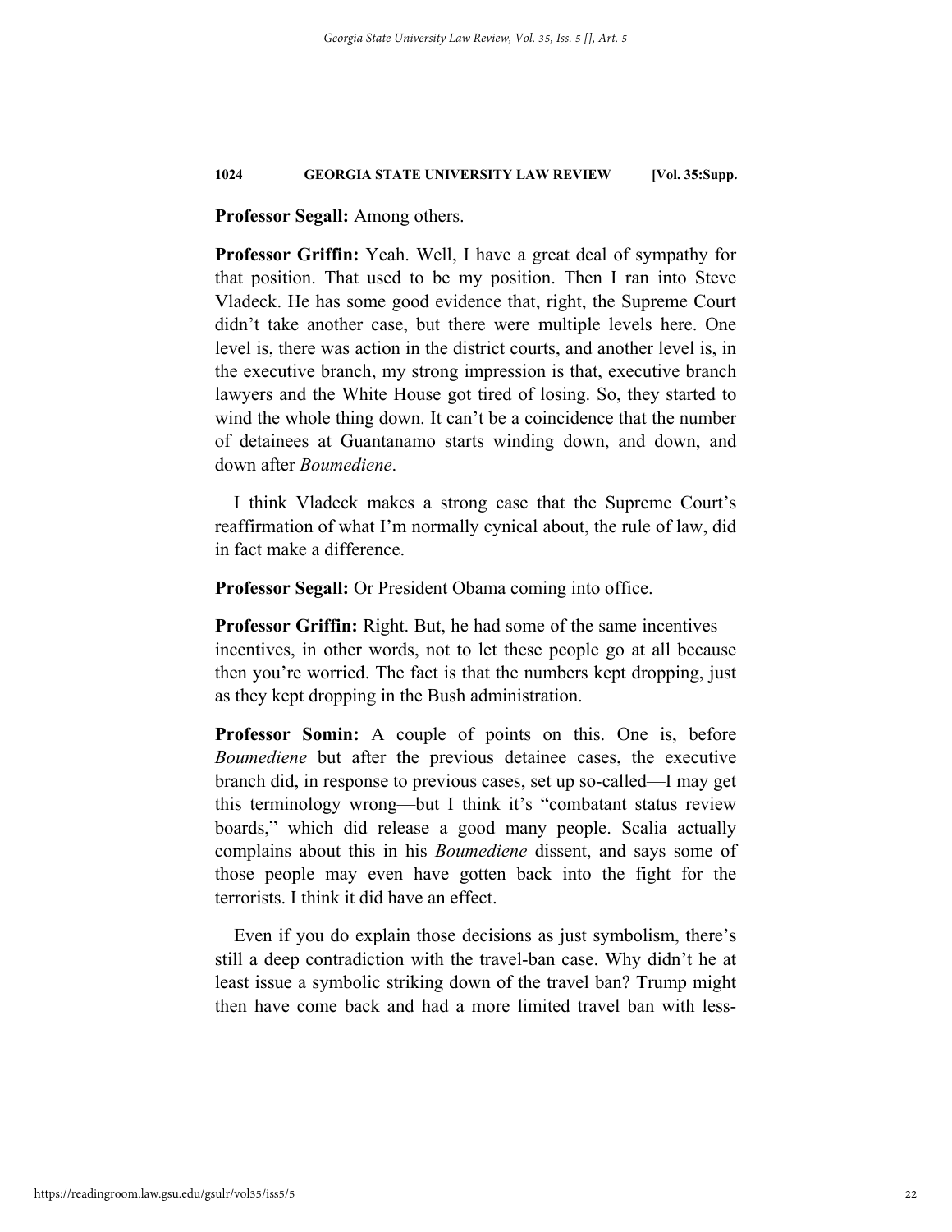**Professor Segall:** Among others.

**Professor Griffin:** Yeah. Well, I have a great deal of sympathy for that position. That used to be my position. Then I ran into Steve Vladeck. He has some good evidence that, right, the Supreme Court didn't take another case, but there were multiple levels here. One level is, there was action in the district courts, and another level is, in the executive branch, my strong impression is that, executive branch lawyers and the White House got tired of losing. So, they started to wind the whole thing down. It can't be a coincidence that the number of detainees at Guantanamo starts winding down, and down, and down after *Boumediene*.

I think Vladeck makes a strong case that the Supreme Court's reaffirmation of what I'm normally cynical about, the rule of law, did in fact make a difference.

**Professor Segall:** Or President Obama coming into office.

**Professor Griffin:** Right. But, he had some of the same incentives—incentives, in other words, not to let these people go at all because then you're worried. The fact is that the numbers kept dropping, just as they kept dropping in the Bush administration.

**Professor Somin:** A couple of points on this. One is, before *Boumediene* but after the previous detainee cases, the executive branch did, in response to previous cases, set up so-called—I may get this terminology wrong—but I think it's "combatant status review boards," which did release a good many people. Scalia actually complains about this in his *Boumediene* dissent, and says some of those people may even have gotten back into the fight for the terrorists. I think it did have an effect.

Even if you do explain those decisions as just symbolism, there's still a deep contradiction with the travel-ban case. Why didn't he at least issue a symbolic striking down of the travel ban? Trump might then have come back and had a more limited travel ban with less-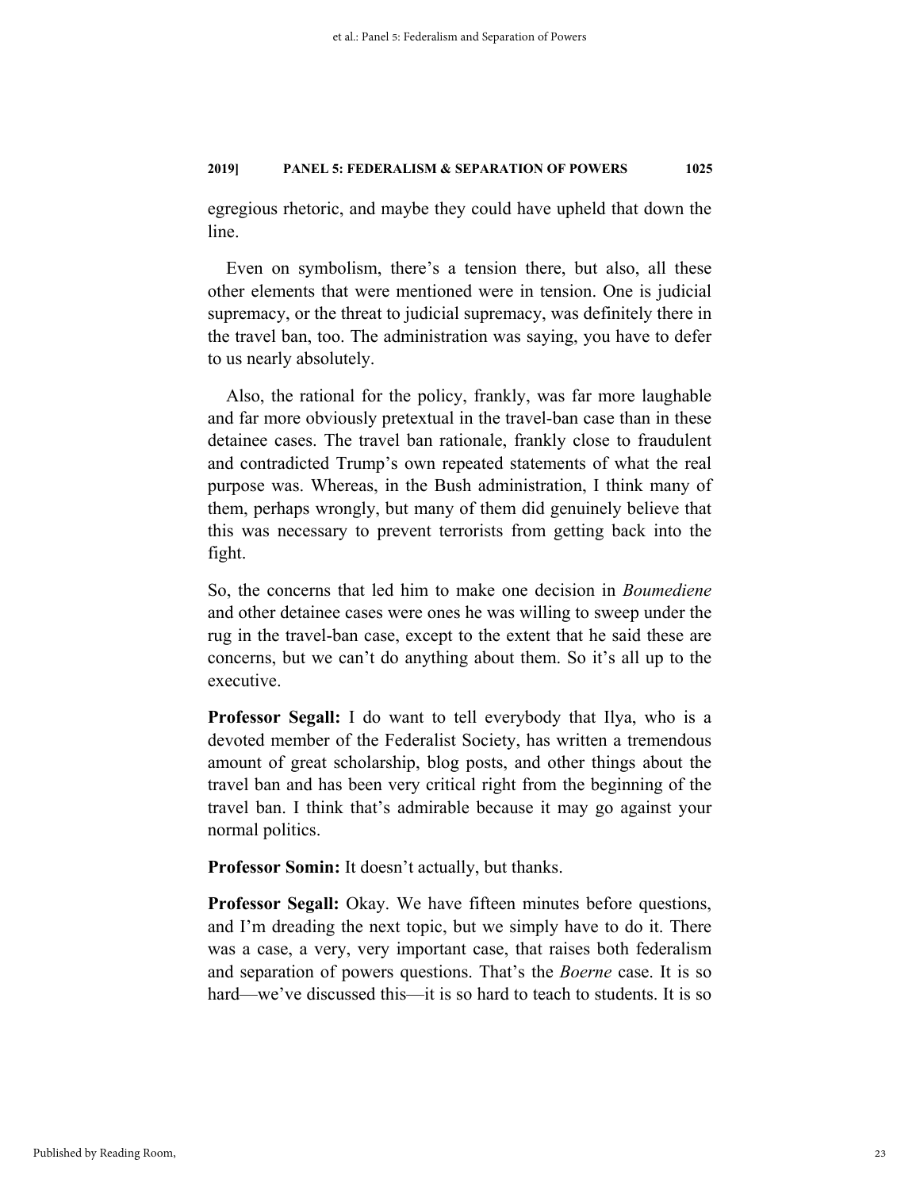egregious rhetoric, and maybe they could have upheld that down the line.

Even on symbolism, there's a tension there, but also, all these other elements that were mentioned were in tension. One is judicial supremacy, or the threat to judicial supremacy, was definitely there in the travel ban, too. The administration was saying, you have to defer to us nearly absolutely.

Also, the rational for the policy, frankly, was far more laughable and far more obviously pretextual in the travel-ban case than in these detainee cases. The travel ban rationale, frankly close to fraudulent and contradicted Trump's own repeated statements of what the real purpose was. Whereas, in the Bush administration, I think many of them, perhaps wrongly, but many of them did genuinely believe that this was necessary to prevent terrorists from getting back into the fight.

So, the concerns that led him to make one decision in *Boumediene* and other detainee cases were ones he was willing to sweep under the rug in the travel-ban case, except to the extent that he said these are concerns, but we can't do anything about them. So it's all up to the executive.

**Professor Segall:** I do want to tell everybody that Ilya, who is a devoted member of the Federalist Society, has written a tremendous amount of great scholarship, blog posts, and other things about the travel ban and has been very critical right from the beginning of the travel ban. I think that's admirable because it may go against your normal politics.

**Professor Somin:** It doesn't actually, but thanks.

**Professor Segall:** Okay. We have fifteen minutes before questions, and I'm dreading the next topic, but we simply have to do it. There was a case, a very, very important case, that raises both federalism and separation of powers questions. That's the *Boerne* case. It is so hard—we've discussed this—it is so hard to teach to students. It is so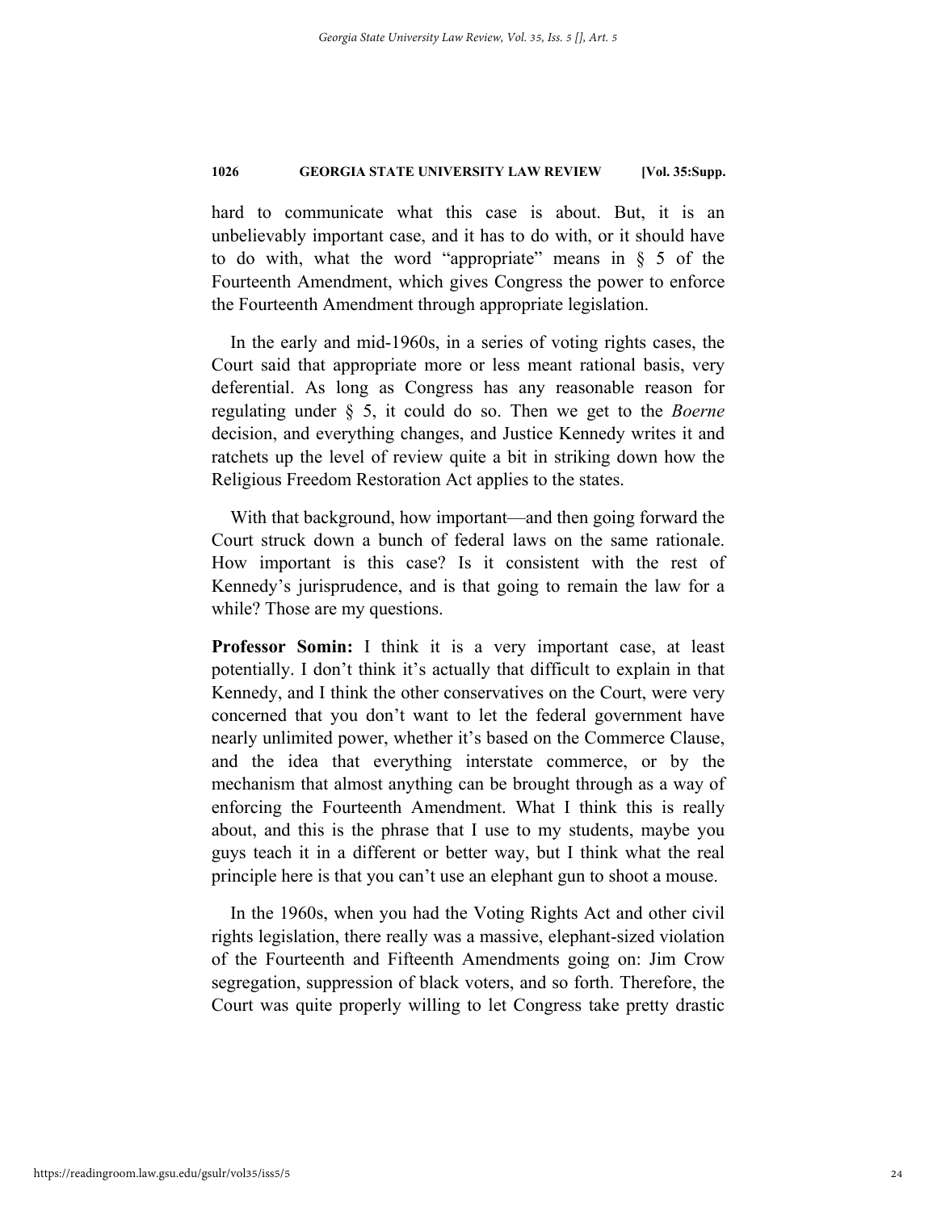hard to communicate what this case is about. But, it is an unbelievably important case, and it has to do with, or it should have to do with, what the word "appropriate" means in § 5 of the Fourteenth Amendment, which gives Congress the power to enforce the Fourteenth Amendment through appropriate legislation.

In the early and mid-1960s, in a series of voting rights cases, the Court said that appropriate more or less meant rational basis, very deferential. As long as Congress has any reasonable reason for regulating under § 5, it could do so. Then we get to the *Boerne* decision, and everything changes, and Justice Kennedy writes it and ratchets up the level of review quite a bit in striking down how the Religious Freedom Restoration Act applies to the states.

With that background, how important—and then going forward the Court struck down a bunch of federal laws on the same rationale. How important is this case? Is it consistent with the rest of Kennedy's jurisprudence, and is that going to remain the law for a while? Those are my questions.

**Professor Somin:** I think it is a very important case, at least potentially. I don't think it's actually that difficult to explain in that Kennedy, and I think the other conservatives on the Court, were very concerned that you don't want to let the federal government have nearly unlimited power, whether it's based on the Commerce Clause, and the idea that everything interstate commerce, or by the mechanism that almost anything can be brought through as a way of enforcing the Fourteenth Amendment. What I think this is really about, and this is the phrase that I use to my students, maybe you guys teach it in a different or better way, but I think what the real principle here is that you can't use an elephant gun to shoot a mouse.

In the 1960s, when you had the Voting Rights Act and other civil rights legislation, there really was a massive, elephant-sized violation of the Fourteenth and Fifteenth Amendments going on: Jim Crow segregation, suppression of black voters, and so forth. Therefore, the Court was quite properly willing to let Congress take pretty drastic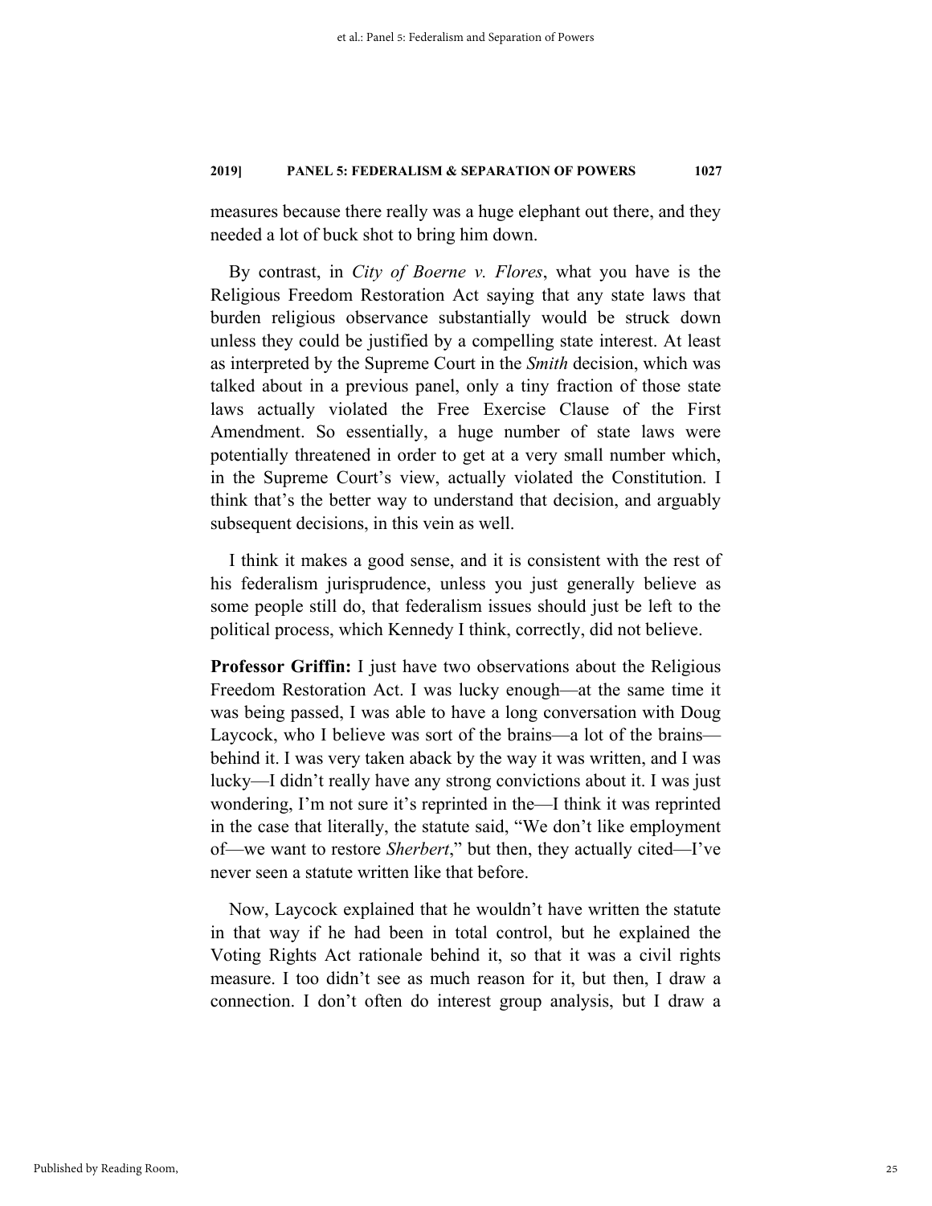measures because there really was a huge elephant out there, and they needed a lot of buck shot to bring him down.

By contrast, in *City of Boerne v. Flores*, what you have is the Religious Freedom Restoration Act saying that any state laws that burden religious observance substantially would be struck down unless they could be justified by a compelling state interest. At least as interpreted by the Supreme Court in the *Smith* decision, which was talked about in a previous panel, only a tiny fraction of those state laws actually violated the Free Exercise Clause of the First Amendment. So essentially, a huge number of state laws were potentially threatened in order to get at a very small number which, in the Supreme Court's view, actually violated the Constitution. I think that's the better way to understand that decision, and arguably subsequent decisions, in this vein as well.

I think it makes a good sense, and it is consistent with the rest of his federalism jurisprudence, unless you just generally believe as some people still do, that federalism issues should just be left to the political process, which Kennedy I think, correctly, did not believe.

**Professor Griffin:** I just have two observations about the Religious Freedom Restoration Act. I was lucky enough—at the same time it was being passed, I was able to have a long conversation with Doug Laycock, who I believe was sort of the brains—a lot of the brains—behind it. I was very taken aback by the way it was written, and I was lucky—I didn't really have any strong convictions about it. I was just wondering, I'm not sure it's reprinted in the—I think it was reprinted in the case that literally, the statute said, "We don't like employment of—we want to restore *Sherbert*," but then, they actually cited—I've never seen a statute written like that before.

Now, Laycock explained that he wouldn't have written the statute in that way if he had been in total control, but he explained the Voting Rights Act rationale behind it, so that it was a civil rights measure. I too didn't see as much reason for it, but then, I draw a connection. I don't often do interest group analysis, but I draw a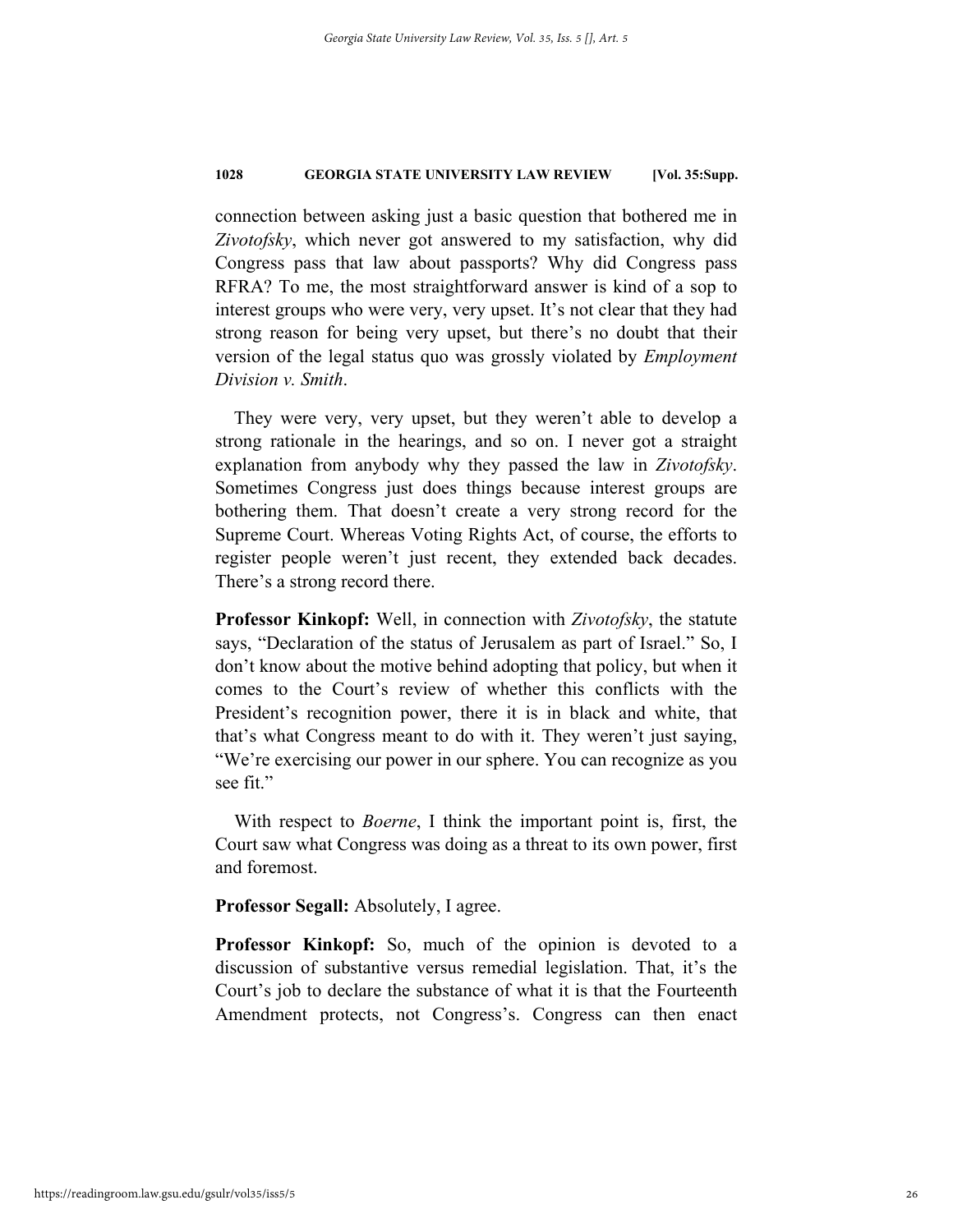connection between asking just a basic question that bothered me in *Zivotofsky*, which never got answered to my satisfaction, why did Congress pass that law about passports? Why did Congress pass RFRA? To me, the most straightforward answer is kind of a sop to interest groups who were very, very upset. It's not clear that they had strong reason for being very upset, but there's no doubt that their version of the legal status quo was grossly violated by *Employment Division v. Smith*.

They were very, very upset, but they weren't able to develop a strong rationale in the hearings, and so on. I never got a straight explanation from anybody why they passed the law in *Zivotofsky*. Sometimes Congress just does things because interest groups are bothering them. That doesn't create a very strong record for the Supreme Court. Whereas Voting Rights Act, of course, the efforts to register people weren't just recent, they extended back decades. There's a strong record there.

**Professor Kinkopf:** Well, in connection with *Zivotofsky*, the statute says, "Declaration of the status of Jerusalem as part of Israel." So, I don't know about the motive behind adopting that policy, but when it comes to the Court's review of whether this conflicts with the President's recognition power, there it is in black and white, that that's what Congress meant to do with it. They weren't just saying, "We're exercising our power in our sphere. You can recognize as you see fit."

With respect to *Boerne*, I think the important point is, first, the Court saw what Congress was doing as a threat to its own power, first and foremost.

**Professor Segall:** Absolutely, I agree.

**Professor Kinkopf:** So, much of the opinion is devoted to a discussion of substantive versus remedial legislation. That, it's the Court's job to declare the substance of what it is that the Fourteenth Amendment protects, not Congress's. Congress can then enact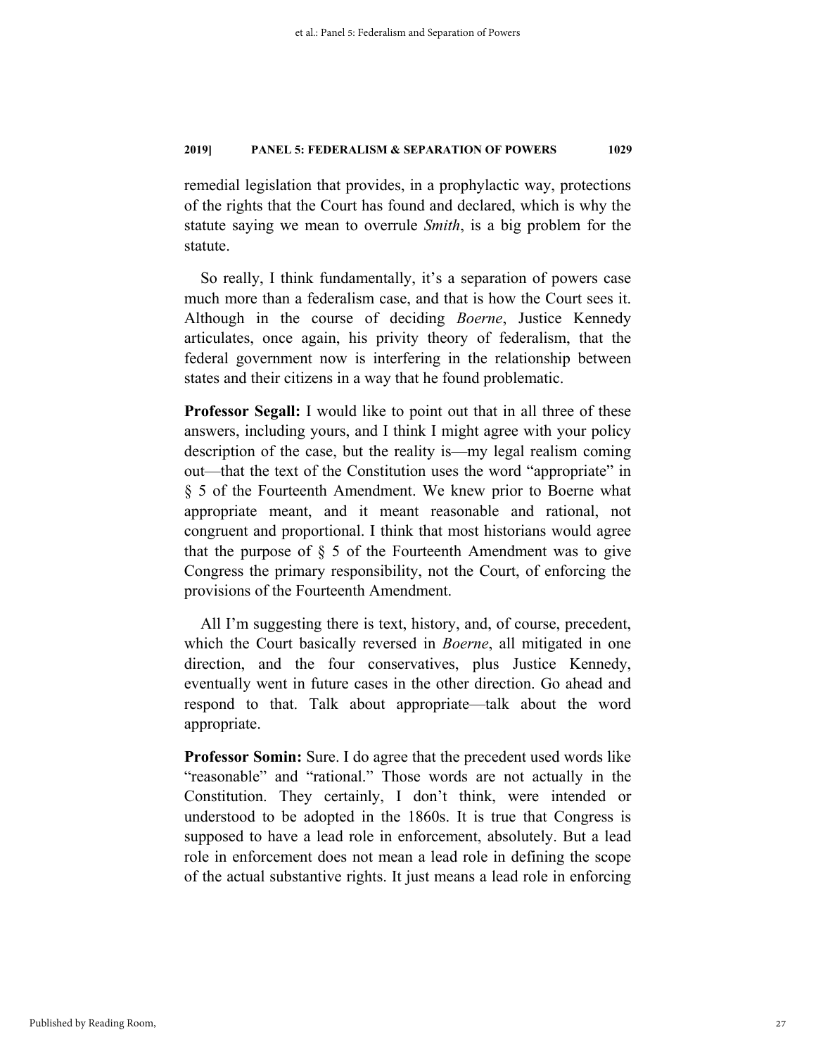remedial legislation that provides, in a prophylactic way, protections of the rights that the Court has found and declared, which is why the statute saying we mean to overrule *Smith*, is a big problem for the statute.

So really, I think fundamentally, it's a separation of powers case much more than a federalism case, and that is how the Court sees it. Although in the course of deciding *Boerne*, Justice Kennedy articulates, once again, his privity theory of federalism, that the federal government now is interfering in the relationship between states and their citizens in a way that he found problematic.

**Professor Segall:** I would like to point out that in all three of these answers, including yours, and I think I might agree with your policy description of the case, but the reality is—my legal realism coming out—that the text of the Constitution uses the word "appropriate" in § 5 of the Fourteenth Amendment. We knew prior to Boerne what appropriate meant, and it meant reasonable and rational, not congruent and proportional. I think that most historians would agree that the purpose of § 5 of the Fourteenth Amendment was to give Congress the primary responsibility, not the Court, of enforcing the provisions of the Fourteenth Amendment.

All I'm suggesting there is text, history, and, of course, precedent, which the Court basically reversed in *Boerne*, all mitigated in one direction, and the four conservatives, plus Justice Kennedy, eventually went in future cases in the other direction. Go ahead and respond to that. Talk about appropriate—talk about the word appropriate.

**Professor Somin:** Sure. I do agree that the precedent used words like "reasonable" and "rational." Those words are not actually in the Constitution. They certainly, I don't think, were intended or understood to be adopted in the 1860s. It is true that Congress is supposed to have a lead role in enforcement, absolutely. But a lead role in enforcement does not mean a lead role in defining the scope of the actual substantive rights. It just means a lead role in enforcing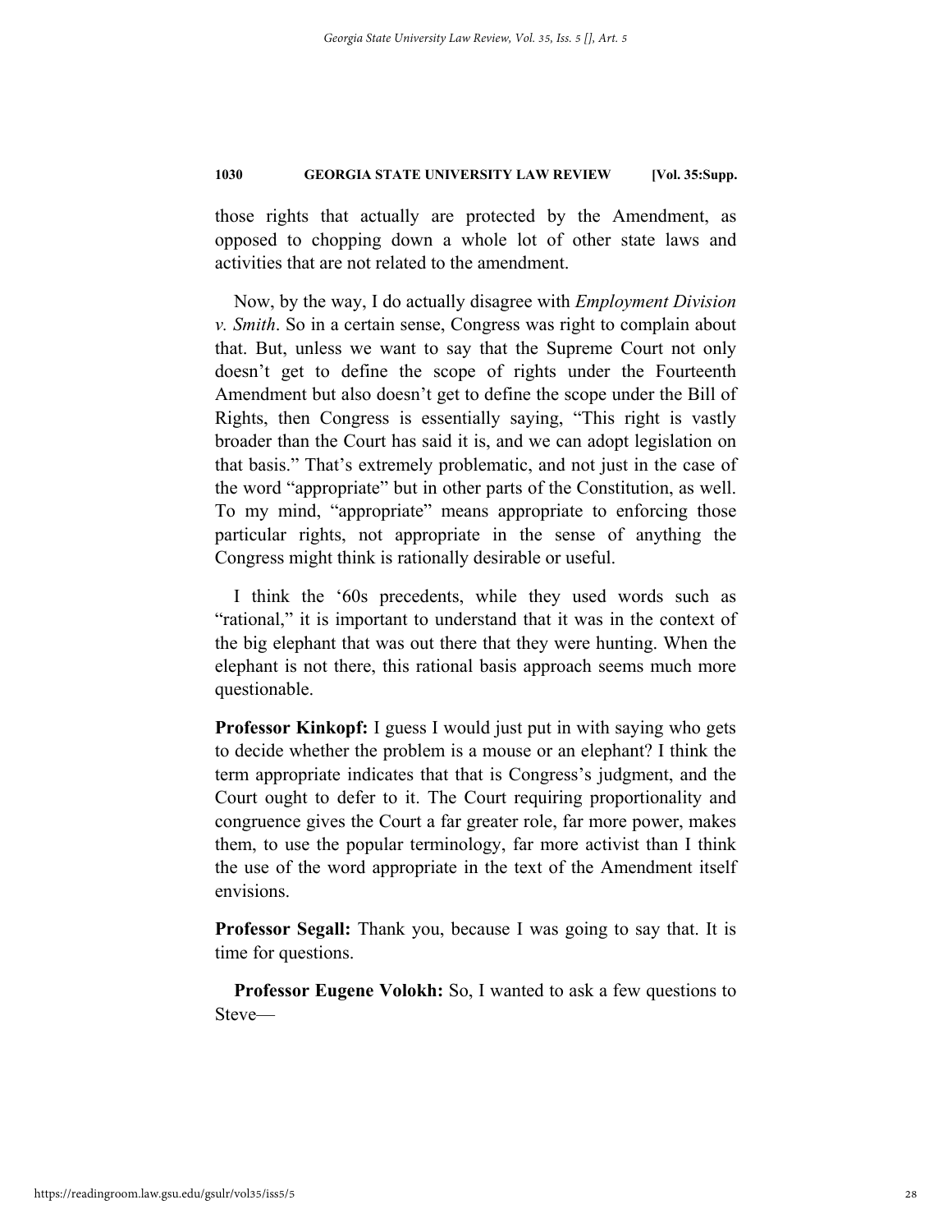those rights that actually are protected by the Amendment, as opposed to chopping down a whole lot of other state laws and activities that are not related to the amendment.

Now, by the way, I do actually disagree with *Employment Division v. Smith*. So in a certain sense, Congress was right to complain about that. But, unless we want to say that the Supreme Court not only doesn't get to define the scope of rights under the Fourteenth Amendment but also doesn't get to define the scope under the Bill of Rights, then Congress is essentially saying, "This right is vastly broader than the Court has said it is, and we can adopt legislation on that basis." That's extremely problematic, and not just in the case of the word "appropriate" but in other parts of the Constitution, as well. To my mind, "appropriate" means appropriate to enforcing those particular rights, not appropriate in the sense of anything the Congress might think is rationally desirable or useful.

I think the '60s precedents, while they used words such as "rational," it is important to understand that it was in the context of the big elephant that was out there that they were hunting. When the elephant is not there, this rational basis approach seems much more questionable.

**Professor Kinkopf:** I guess I would just put in with saying who gets to decide whether the problem is a mouse or an elephant? I think the term appropriate indicates that that is Congress's judgment, and the Court ought to defer to it. The Court requiring proportionality and congruence gives the Court a far greater role, far more power, makes them, to use the popular terminology, far more activist than I think the use of the word appropriate in the text of the Amendment itself envisions.

**Professor Segall:** Thank you, because I was going to say that. It is time for questions.

**Professor Eugene Volokh:** So, I wanted to ask a few questions to Steve—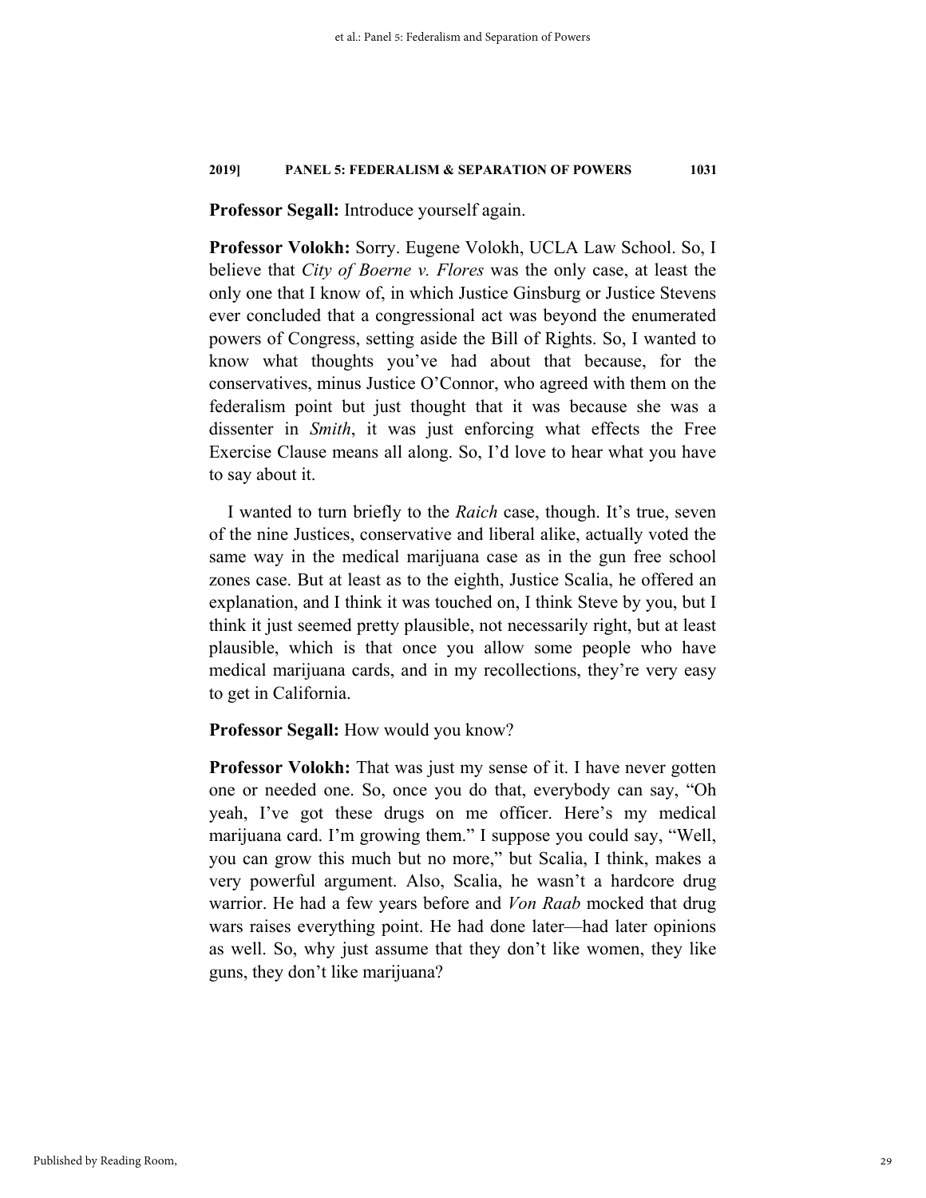**Professor Segall:** Introduce yourself again.

**Professor Volokh:** Sorry. Eugene Volokh, UCLA Law School. So, I believe that *City of Boerne v. Flores* was the only case, at least the only one that I know of, in which Justice Ginsburg or Justice Stevens ever concluded that a congressional act was beyond the enumerated powers of Congress, setting aside the Bill of Rights. So, I wanted to know what thoughts you've had about that because, for the conservatives, minus Justice O'Connor, who agreed with them on the federalism point but just thought that it was because she was a dissenter in *Smith*, it was just enforcing what effects the Free Exercise Clause means all along. So, I'd love to hear what you have to say about it.

I wanted to turn briefly to the *Raich* case, though. It's true, seven of the nine Justices, conservative and liberal alike, actually voted the same way in the medical marijuana case as in the gun free school zones case. But at least as to the eighth, Justice Scalia, he offered an explanation, and I think it was touched on, I think Steve by you, but I think it just seemed pretty plausible, not necessarily right, but at least plausible, which is that once you allow some people who have medical marijuana cards, and in my recollections, they're very easy to get in California.

**Professor Segall:** How would you know?

**Professor Volokh:** That was just my sense of it. I have never gotten one or needed one. So, once you do that, everybody can say, "Oh yeah, I've got these drugs on me officer. Here's my medical marijuana card. I'm growing them." I suppose you could say, "Well, you can grow this much but no more," but Scalia, I think, makes a very powerful argument. Also, Scalia, he wasn't a hardcore drug warrior. He had a few years before and *Von Raab* mocked that drug wars raises everything point. He had done later—had later opinions as well. So, why just assume that they don't like women, they like guns, they don't like marijuana?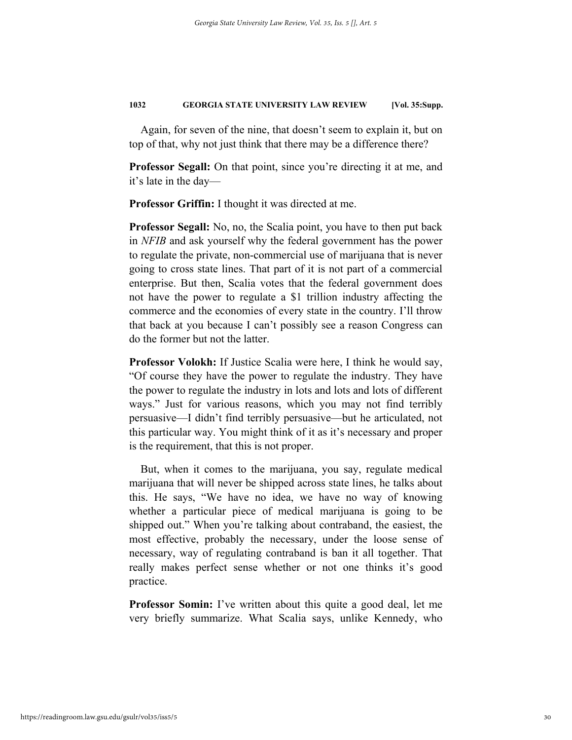Again, for seven of the nine, that doesn't seem to explain it, but on top of that, why not just think that there may be a difference there?

**Professor Segall:** On that point, since you're directing it at me, and it's late in the day—

**Professor Griffin:** I thought it was directed at me.

**Professor Segall:** No, no, the Scalia point, you have to then put back in *NFIB* and ask yourself why the federal government has the power to regulate the private, non-commercial use of marijuana that is never going to cross state lines. That part of it is not part of a commercial enterprise. But then, Scalia votes that the federal government does not have the power to regulate a $1 trillion industry affecting the commerce and the economies of every state in the country. I'll throw that back at you because I can't possibly see a reason Congress can do the former but not the latter.

**Professor Volokh:** If Justice Scalia were here, I think he would say, "Of course they have the power to regulate the industry. They have the power to regulate the industry in lots and lots and lots of different ways." Just for various reasons, which you may not find terribly persuasive—I didn't find terribly persuasive—but he articulated, not this particular way. You might think of it as it's necessary and proper is the requirement, that this is not proper.

But, when it comes to the marijuana, you say, regulate medical marijuana that will never be shipped across state lines, he talks about this. He says, "We have no idea, we have no way of knowing whether a particular piece of medical marijuana is going to be shipped out." When you're talking about contraband, the easiest, the most effective, probably the necessary, under the loose sense of necessary, way of regulating contraband is ban it all together. That really makes perfect sense whether or not one thinks it's good practice.

**Professor Somin:** I've written about this quite a good deal, let me very briefly summarize. What Scalia says, unlike Kennedy, who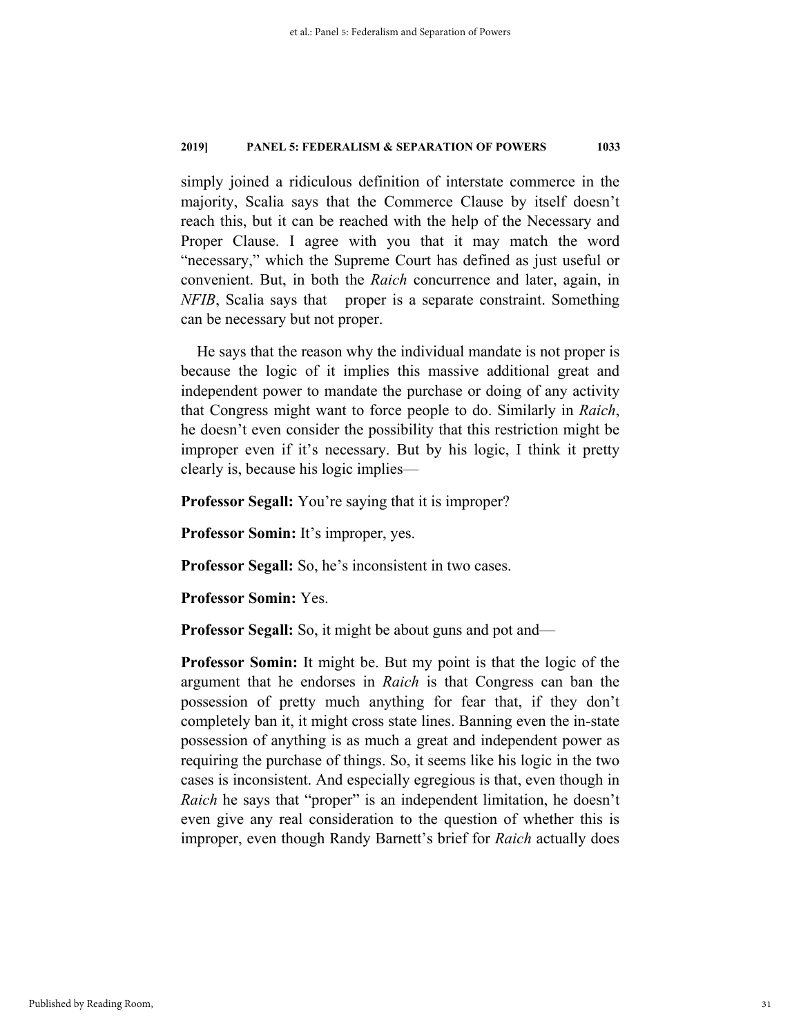simply joined a ridiculous definition of interstate commerce in the majority, Scalia says that the Commerce Clause by itself doesn't reach this, but it can be reached with the help of the Necessary and Proper Clause. I agree with you that it may match the word "necessary," which the Supreme Court has defined as just useful or convenient. But, in both the *Raich* concurrence and later, again, in *NFIB*, Scalia says that proper is a separate constraint. Something can be necessary but not proper.

He says that the reason why the individual mandate is not proper is because the logic of it implies this massive additional great and independent power to mandate the purchase or doing of any activity that Congress might want to force people to do. Similarly in *Raich*, he doesn't even consider the possibility that this restriction might be improper even if it's necessary. But by his logic, I think it pretty clearly is, because his logic implies—

**Professor Segall:** You're saying that it is improper?

**Professor Somin:** It's improper, yes.

**Professor Segall:** So, he's inconsistent in two cases.

**Professor Somin:** Yes.

**Professor Segall:** So, it might be about guns and pot and—

**Professor Somin:** It might be. But my point is that the logic of the argument that he endorses in *Raich* is that Congress can ban the possession of pretty much anything for fear that, if they don't completely ban it, it might cross state lines. Banning even the in-state possession of anything is as much a great and independent power as requiring the purchase of things. So, it seems like his logic in the two cases is inconsistent. And especially egregious is that, even though in *Raich* he says that "proper" is an independent limitation, he doesn't even give any real consideration to the question of whether this is improper, even though Randy Barnett's brief for *Raich* actually does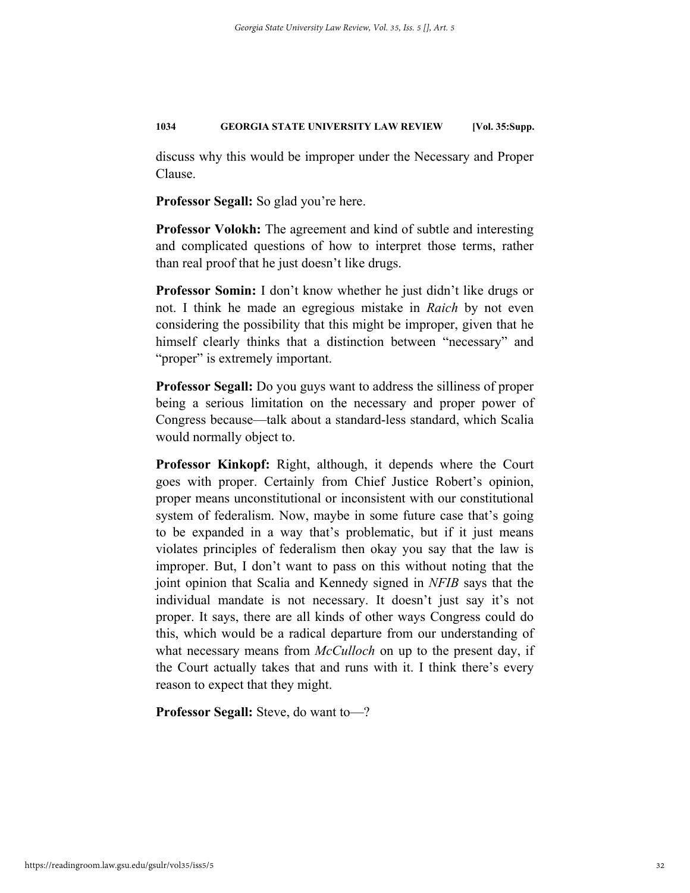discuss why this would be improper under the Necessary and Proper Clause.

**Professor Segall:** So glad you're here.

**Professor Volokh:** The agreement and kind of subtle and interesting and complicated questions of how to interpret those terms, rather than real proof that he just doesn't like drugs.

**Professor Somin:** I don't know whether he just didn't like drugs or not. I think he made an egregious mistake in *Raich* by not even considering the possibility that this might be improper, given that he himself clearly thinks that a distinction between "necessary" and "proper" is extremely important.

**Professor Segall:** Do you guys want to address the silliness of proper being a serious limitation on the necessary and proper power of Congress because—talk about a standard-less standard, which Scalia would normally object to.

**Professor Kinkopf:** Right, although, it depends where the Court goes with proper. Certainly from Chief Justice Robert's opinion, proper means unconstitutional or inconsistent with our constitutional system of federalism. Now, maybe in some future case that's going to be expanded in a way that's problematic, but if it just means violates principles of federalism then okay you say that the law is improper. But, I don't want to pass on this without noting that the joint opinion that Scalia and Kennedy signed in *NFIB* says that the individual mandate is not necessary. It doesn't just say it's not proper. It says, there are all kinds of other ways Congress could do this, which would be a radical departure from our understanding of what necessary means from *McCulloch* on up to the present day, if the Court actually takes that and runs with it. I think there's every reason to expect that they might.

**Professor Segall:** Steve, do want to—?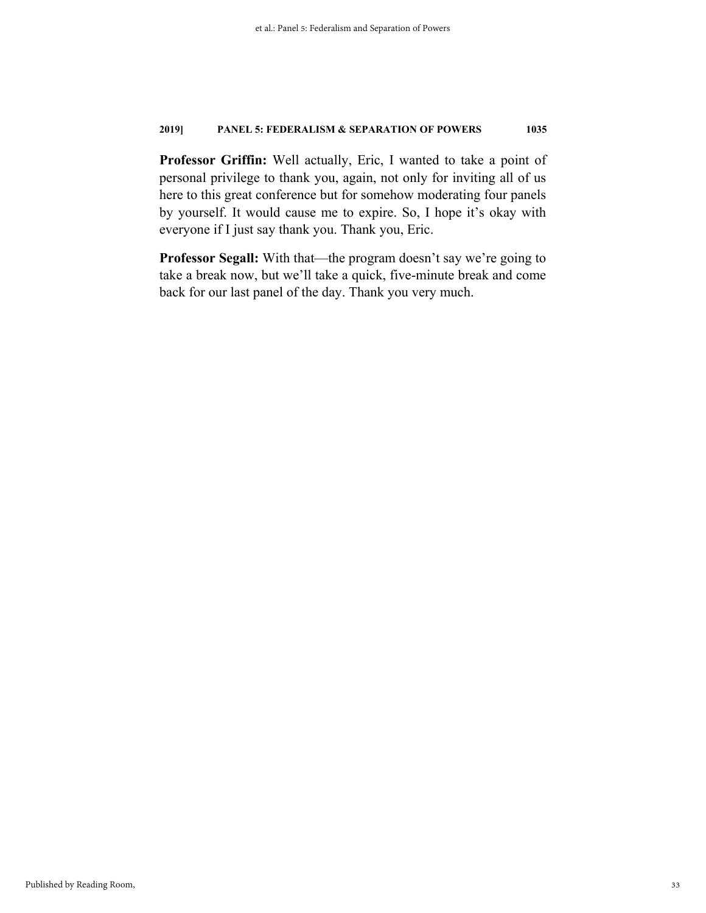**Professor Griffin:** Well actually, Eric, I wanted to take a point of personal privilege to thank you, again, not only for inviting all of us here to this great conference but for somehow moderating four panels by yourself. It would cause me to expire. So, I hope it's okay with everyone if I just say thank you. Thank you, Eric.

**Professor Segall:** With that—the program doesn't say we're going to take a break now, but we'll take a quick, five-minute break and come back for our last panel of the day. Thank you very much.